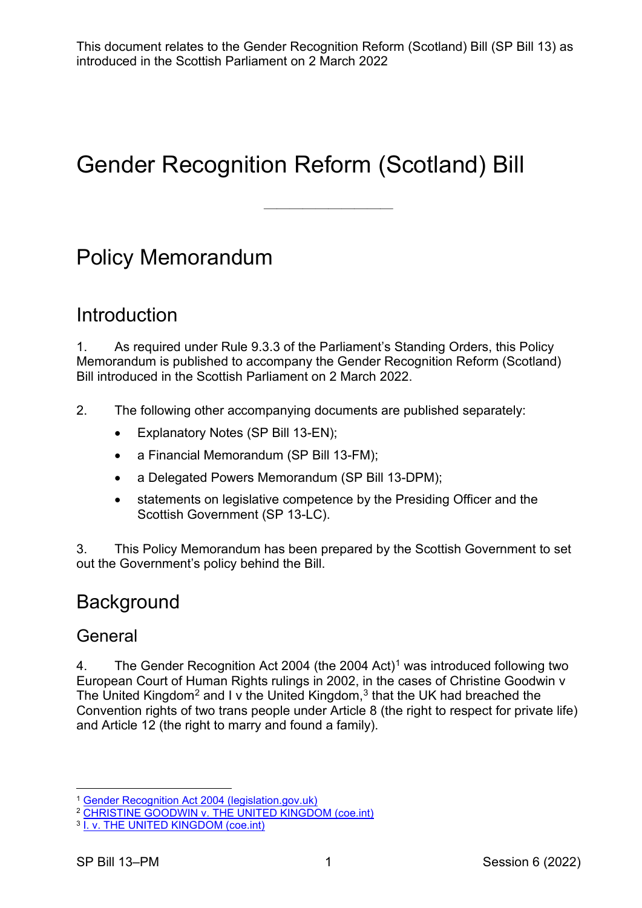This document relates to the Gender Recognition Reform (Scotland) Bill (SP Bill 13) as introduced in the Scottish Parliament on 2 March 2022

# Gender Recognition Reform (Scotland) Bill

---

## Policy Memorandum

## Introduction

1. As required under Rule 9.3.3 of the Parliament's Standing Orders, this Policy Memorandum is published to accompany the Gender Recognition Reform (Scotland) Bill introduced in the Scottish Parliament on 2 March 2022.

2. The following other accompanying documents are published separately:

- Explanatory Notes (SP Bill 13-EN);
- a Financial Memorandum (SP Bill 13-FM);
- a Delegated Powers Memorandum (SP Bill 13-DPM);
- statements on legislative competence by the Presiding Officer and the Scottish Government (SP 13-LC).

3. This Policy Memorandum has been prepared by the Scottish Government to set out the Government's policy behind the Bill.

## Background

### General

4. The Gender Recognition Act 2004 (the 2004 Act)[1] was introduced following two European Court of Human Rights rulings in 2002, in the cases of Christine Goodwin v The United Kingdom[2] and I v the United Kingdom,[3] that the UK had breached the Convention rights of two trans people under Article 8 (the right to respect for private life) and Article 12 (the right to marry and found a family).

[1] Gender Recognition Act 2004 (legislation.gov.uk)
[2] CHRISTINE GOODWIN v. THE UNITED KINGDOM (coe.int)
[3] I. v. THE UNITED KINGDOM (coe.int)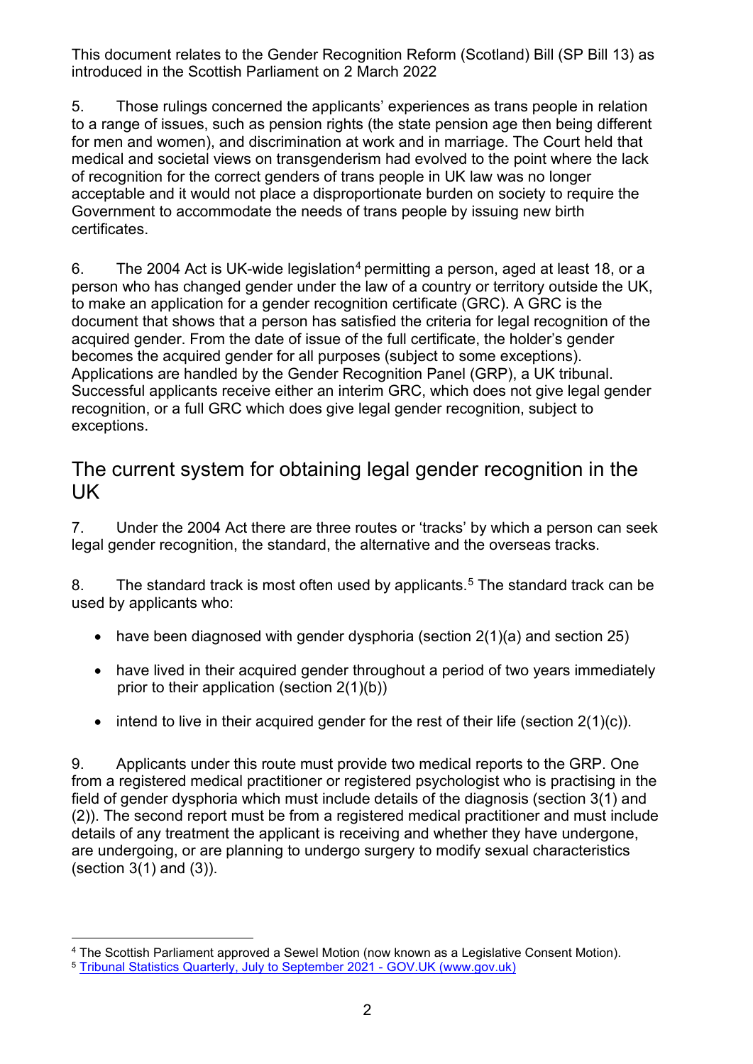This document relates to the Gender Recognition Reform (Scotland) Bill (SP Bill 13) as introduced in the Scottish Parliament on 2 March 2022

5. Those rulings concerned the applicants' experiences as trans people in relation to a range of issues, such as pension rights (the state pension age then being different for men and women), and discrimination at work and in marriage. The Court held that medical and societal views on transgenderism had evolved to the point where the lack of recognition for the correct genders of trans people in UK law was no longer acceptable and it would not place a disproportionate burden on society to require the Government to accommodate the needs of trans people by issuing new birth certificates.

6. The 2004 Act is UK-wide legislation[4] permitting a person, aged at least 18, or a person who has changed gender under the law of a country or territory outside the UK, to make an application for a gender recognition certificate (GRC). A GRC is the document that shows that a person has satisfied the criteria for legal recognition of the acquired gender. From the date of issue of the full certificate, the holder's gender becomes the acquired gender for all purposes (subject to some exceptions). Applications are handled by the Gender Recognition Panel (GRP), a UK tribunal. Successful applicants receive either an interim GRC, which does not give legal gender recognition, or a full GRC which does give legal gender recognition, subject to exceptions.

## The current system for obtaining legal gender recognition in the UK

7. Under the 2004 Act there are three routes or 'tracks' by which a person can seek legal gender recognition, the standard, the alternative and the overseas tracks.

8. The standard track is most often used by applicants.[5] The standard track can be used by applicants who:

- have been diagnosed with gender dysphoria (section 2(1)(a) and section 25)
- have lived in their acquired gender throughout a period of two years immediately prior to their application (section 2(1)(b))
- intend to live in their acquired gender for the rest of their life (section 2(1)(c)).

9. Applicants under this route must provide two medical reports to the GRP. One from a registered medical practitioner or registered psychologist who is practising in the field of gender dysphoria which must include details of the diagnosis (section 3(1) and (2)). The second report must be from a registered medical practitioner and must include details of any treatment the applicant is receiving and whether they have undergone, are undergoing, or are planning to undergo surgery to modify sexual characteristics (section 3(1) and (3)).

[4] The Scottish Parliament approved a Sewel Motion (now known as a Legislative Consent Motion).

[5] Tribunal Statistics Quarterly, July to September 2021 - GOV.UK (www.gov.uk)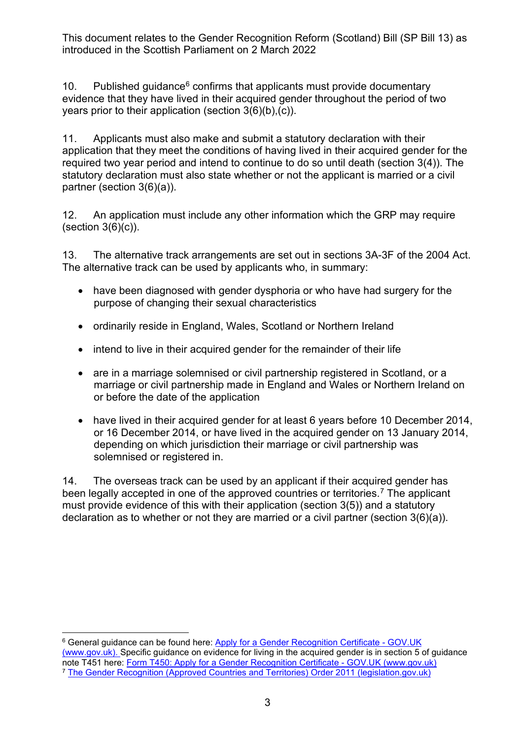This document relates to the Gender Recognition Reform (Scotland) Bill (SP Bill 13) as introduced in the Scottish Parliament on 2 March 2022

10. Published guidance[6] confirms that applicants must provide documentary evidence that they have lived in their acquired gender throughout the period of two years prior to their application (section 3(6)(b),(c)).

11. Applicants must also make and submit a statutory declaration with their application that they meet the conditions of having lived in their acquired gender for the required two year period and intend to continue to do so until death (section 3(4)). The statutory declaration must also state whether or not the applicant is married or a civil partner (section 3(6)(a)).

12. An application must include any other information which the GRP may require (section 3(6)(c)).

13. The alternative track arrangements are set out in sections 3A-3F of the 2004 Act. The alternative track can be used by applicants who, in summary:

- have been diagnosed with gender dysphoria or who have had surgery for the purpose of changing their sexual characteristics
- ordinarily reside in England, Wales, Scotland or Northern Ireland
- intend to live in their acquired gender for the remainder of their life
- are in a marriage solemnised or civil partnership registered in Scotland, or a marriage or civil partnership made in England and Wales or Northern Ireland on or before the date of the application
- have lived in their acquired gender for at least 6 years before 10 December 2014, or 16 December 2014, or have lived in the acquired gender on 13 January 2014, depending on which jurisdiction their marriage or civil partnership was solemnised or registered in.

14. The overseas track can be used by an applicant if their acquired gender has been legally accepted in one of the approved countries or territories.[7] The applicant must provide evidence of this with their application (section 3(5)) and a statutory declaration as to whether or not they are married or a civil partner (section 3(6)(a)).

---

[6] General guidance can be found here: [Apply for a Gender Recognition Certificate - GOV.UK (www.gov.uk).](https://www.gov.uk) Specific guidance on evidence for living in the acquired gender is in section 5 of guidance note T451 here: [Form T450: Apply for a Gender Recognition Certificate - GOV.UK (www.gov.uk)](https://www.gov.uk)

[7] [The Gender Recognition (Approved Countries and Territories) Order 2011 (legislation.gov.uk)](https://www.legislation.gov.uk)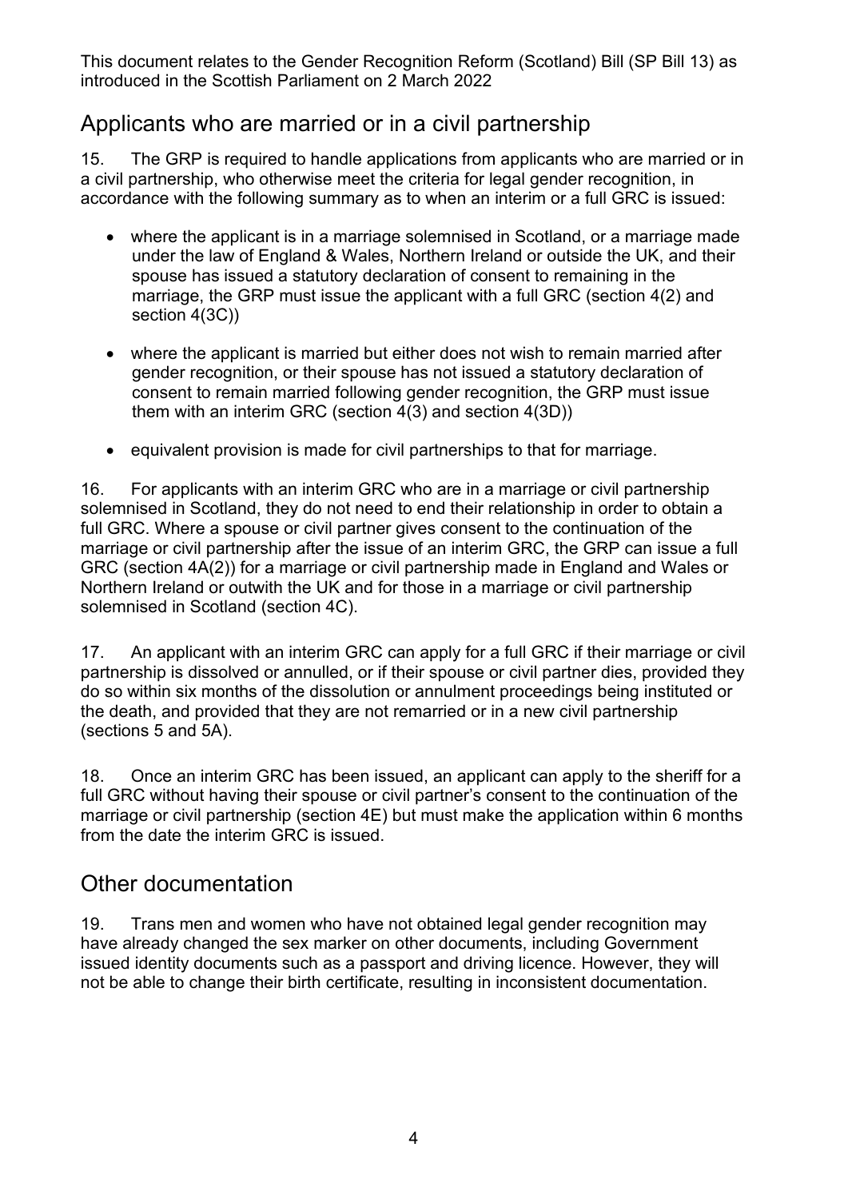## Applicants who are married or in a civil partnership

15. The GRP is required to handle applications from applicants who are married or in a civil partnership, who otherwise meet the criteria for legal gender recognition, in accordance with the following summary as to when an interim or a full GRC is issued:

- where the applicant is in a marriage solemnised in Scotland, or a marriage made under the law of England & Wales, Northern Ireland or outside the UK, and their spouse has issued a statutory declaration of consent to remaining in the marriage, the GRP must issue the applicant with a full GRC (section 4(2) and section 4(3C))
- where the applicant is married but either does not wish to remain married after gender recognition, or their spouse has not issued a statutory declaration of consent to remain married following gender recognition, the GRP must issue them with an interim GRC (section 4(3) and section 4(3D))
- equivalent provision is made for civil partnerships to that for marriage.

16. For applicants with an interim GRC who are in a marriage or civil partnership solemnised in Scotland, they do not need to end their relationship in order to obtain a full GRC. Where a spouse or civil partner gives consent to the continuation of the marriage or civil partnership after the issue of an interim GRC, the GRP can issue a full GRC (section 4A(2)) for a marriage or civil partnership made in England and Wales or Northern Ireland or outwith the UK and for those in a marriage or civil partnership solemnised in Scotland (section 4C).

17. An applicant with an interim GRC can apply for a full GRC if their marriage or civil partnership is dissolved or annulled, or if their spouse or civil partner dies, provided they do so within six months of the dissolution or annulment proceedings being instituted or the death, and provided that they are not remarried or in a new civil partnership (sections 5 and 5A).

18. Once an interim GRC has been issued, an applicant can apply to the sheriff for a full GRC without having their spouse or civil partner's consent to the continuation of the marriage or civil partnership (section 4E) but must make the application within 6 months from the date the interim GRC is issued.

## Other documentation

19. Trans men and women who have not obtained legal gender recognition may have already changed the sex marker on other documents, including Government issued identity documents such as a passport and driving licence. However, they will not be able to change their birth certificate, resulting in inconsistent documentation.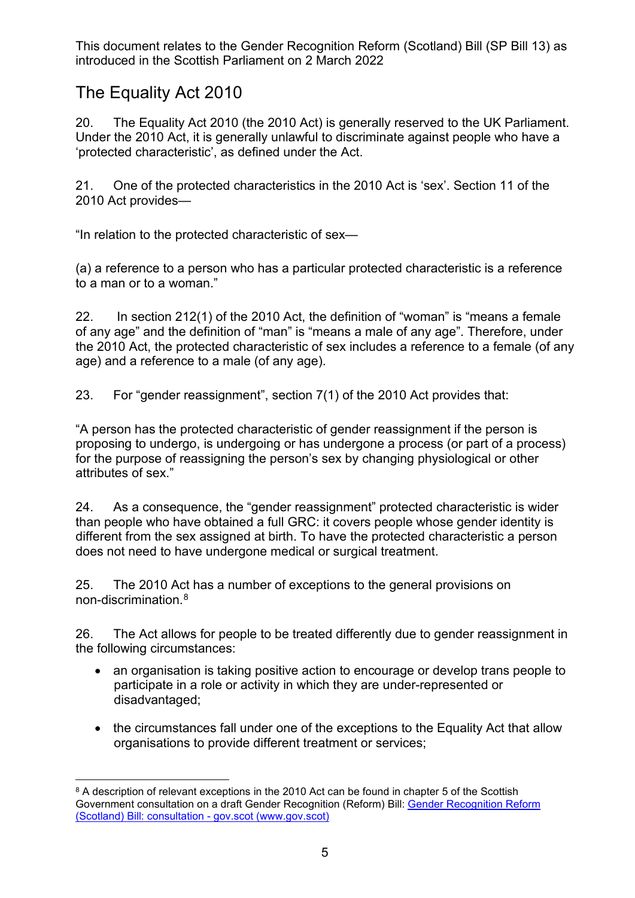This document relates to the Gender Recognition Reform (Scotland) Bill (SP Bill 13) as introduced in the Scottish Parliament on 2 March 2022

## The Equality Act 2010

20. The Equality Act 2010 (the 2010 Act) is generally reserved to the UK Parliament. Under the 2010 Act, it is generally unlawful to discriminate against people who have a 'protected characteristic', as defined under the Act.

21. One of the protected characteristics in the 2010 Act is 'sex'. Section 11 of the 2010 Act provides—

"In relation to the protected characteristic of sex—

(a) a reference to a person who has a particular protected characteristic is a reference to a man or to a woman."

22. In section 212(1) of the 2010 Act, the definition of "woman" is "means a female of any age" and the definition of "man" is "means a male of any age". Therefore, under the 2010 Act, the protected characteristic of sex includes a reference to a female (of any age) and a reference to a male (of any age).

23. For "gender reassignment", section 7(1) of the 2010 Act provides that:

"A person has the protected characteristic of gender reassignment if the person is proposing to undergo, is undergoing or has undergone a process (or part of a process) for the purpose of reassigning the person's sex by changing physiological or other attributes of sex."

24. As a consequence, the "gender reassignment" protected characteristic is wider than people who have obtained a full GRC: it covers people whose gender identity is different from the sex assigned at birth. To have the protected characteristic a person does not need to have undergone medical or surgical treatment.

25. The 2010 Act has a number of exceptions to the general provisions on non-discrimination.[8]

26. The Act allows for people to be treated differently due to gender reassignment in the following circumstances:

- an organisation is taking positive action to encourage or develop trans people to participate in a role or activity in which they are under-represented or disadvantaged;
- the circumstances fall under one of the exceptions to the Equality Act that allow organisations to provide different treatment or services;

[8] A description of relevant exceptions in the 2010 Act can be found in chapter 5 of the Scottish Government consultation on a draft Gender Recognition (Reform) Bill: [Gender Recognition Reform (Scotland) Bill: consultation - gov.scot (www.gov.scot)](www.gov.scot)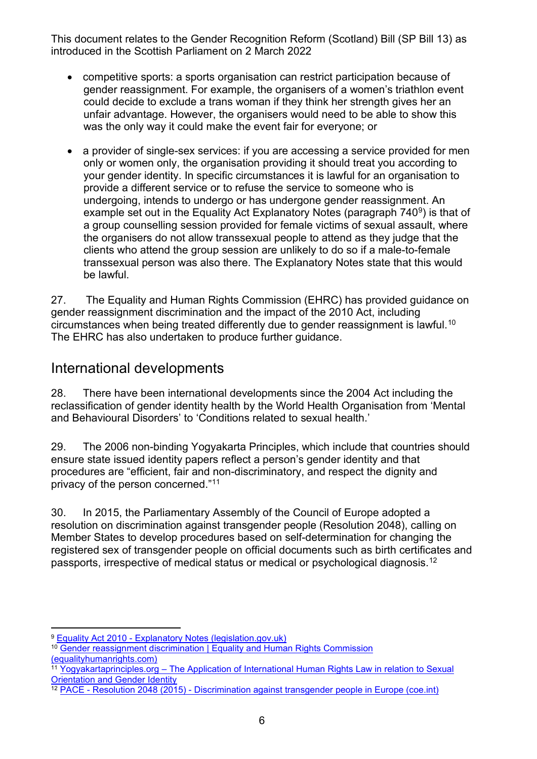- competitive sports: a sports organisation can restrict participation because of gender reassignment. For example, the organisers of a women's triathlon event could decide to exclude a trans woman if they think her strength gives her an unfair advantage. However, the organisers would need to be able to show this was the only way it could make the event fair for everyone; or

- a provider of single-sex services: if you are accessing a service provided for men only or women only, the organisation providing it should treat you according to your gender identity. In specific circumstances it is lawful for an organisation to provide a different service or to refuse the service to someone who is undergoing, intends to undergo or has undergone gender reassignment. An example set out in the Equality Act Explanatory Notes (paragraph 740[9]) is that of a group counselling session provided for female victims of sexual assault, where the organisers do not allow transsexual people to attend as they judge that the clients who attend the group session are unlikely to do so if a male-to-female transsexual person was also there. The Explanatory Notes state that this would be lawful.

27. The Equality and Human Rights Commission (EHRC) has provided guidance on gender reassignment discrimination and the impact of the 2010 Act, including circumstances when being treated differently due to gender reassignment is lawful.[10] The EHRC has also undertaken to produce further guidance.

## International developments

28. There have been international developments since the 2004 Act including the reclassification of gender identity health by the World Health Organisation from 'Mental and Behavioural Disorders' to 'Conditions related to sexual health.'

29. The 2006 non-binding Yogyakarta Principles, which include that countries should ensure state issued identity papers reflect a person's gender identity and that procedures are "efficient, fair and non-discriminatory, and respect the dignity and privacy of the person concerned."[11]

30. In 2015, the Parliamentary Assembly of the Council of Europe adopted a resolution on discrimination against transgender people (Resolution 2048), calling on Member States to develop procedures based on self-determination for changing the registered sex of transgender people on official documents such as birth certificates and passports, irrespective of medical status or medical or psychological diagnosis.[12]

---

[9] Equality Act 2010 - Explanatory Notes (legislation.gov.uk)

[10] Gender reassignment discrimination | Equality and Human Rights Commission (equalityhumanrights.com)

[11] Yogyakartaprinciples.org – The Application of International Human Rights Law in relation to Sexual Orientation and Gender Identity

[12] PACE - Resolution 2048 (2015) - Discrimination against transgender people in Europe (coe.int)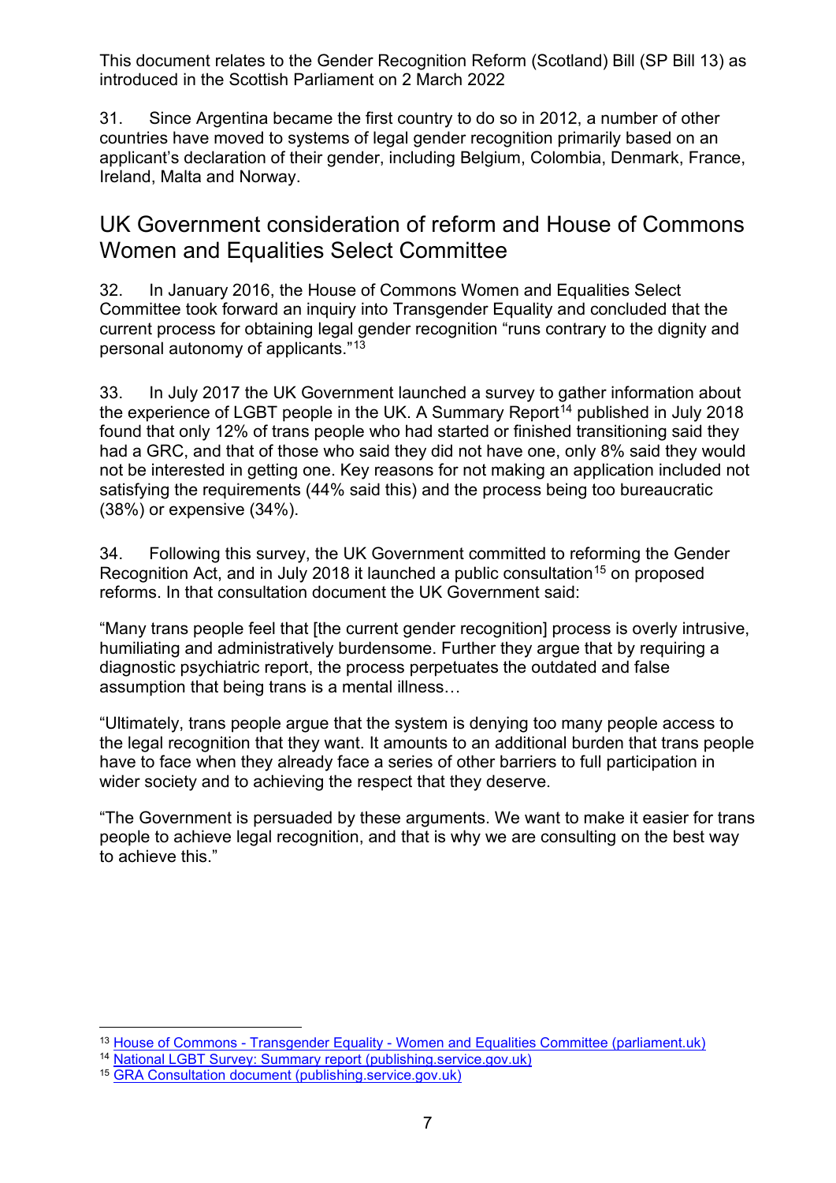31. Since Argentina became the first country to do so in 2012, a number of other countries have moved to systems of legal gender recognition primarily based on an applicant's declaration of their gender, including Belgium, Colombia, Denmark, France, Ireland, Malta and Norway.

## UK Government consideration of reform and House of Commons Women and Equalities Select Committee

32. In January 2016, the House of Commons Women and Equalities Select Committee took forward an inquiry into Transgender Equality and concluded that the current process for obtaining legal gender recognition "runs contrary to the dignity and personal autonomy of applicants."[13]

33. In July 2017 the UK Government launched a survey to gather information about the experience of LGBT people in the UK. A Summary Report[14] published in July 2018 found that only 12% of trans people who had started or finished transitioning said they had a GRC, and that of those who said they did not have one, only 8% said they would not be interested in getting one. Key reasons for not making an application included not satisfying the requirements (44% said this) and the process being too bureaucratic (38%) or expensive (34%).

34. Following this survey, the UK Government committed to reforming the Gender Recognition Act, and in July 2018 it launched a public consultation[15] on proposed reforms. In that consultation document the UK Government said:

"Many trans people feel that [the current gender recognition] process is overly intrusive, humiliating and administratively burdensome. Further they argue that by requiring a diagnostic psychiatric report, the process perpetuates the outdated and false assumption that being trans is a mental illness…

"Ultimately, trans people argue that the system is denying too many people access to the legal recognition that they want. It amounts to an additional burden that trans people have to face when they already face a series of other barriers to full participation in wider society and to achieving the respect that they deserve.

"The Government is persuaded by these arguments. We want to make it easier for trans people to achieve legal recognition, and that is why we are consulting on the best way to achieve this."

---

[13] House of Commons - Transgender Equality - Women and Equalities Committee (parliament.uk)

[14] National LGBT Survey: Summary report (publishing.service.gov.uk)

[15] GRA Consultation document (publishing.service.gov.uk)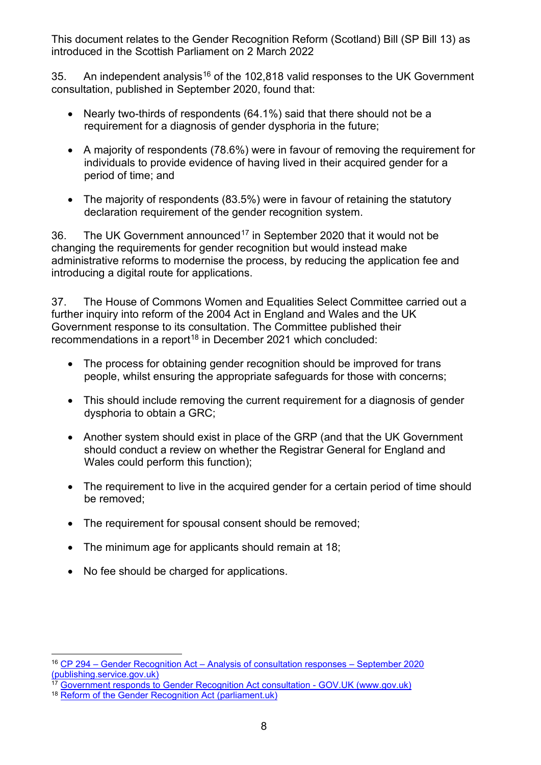This document relates to the Gender Recognition Reform (Scotland) Bill (SP Bill 13) as introduced in the Scottish Parliament on 2 March 2022

35. An independent analysis[16] of the 102,818 valid responses to the UK Government consultation, published in September 2020, found that:

- Nearly two-thirds of respondents (64.1%) said that there should not be a requirement for a diagnosis of gender dysphoria in the future;
- A majority of respondents (78.6%) were in favour of removing the requirement for individuals to provide evidence of having lived in their acquired gender for a period of time; and
- The majority of respondents (83.5%) were in favour of retaining the statutory declaration requirement of the gender recognition system.

36. The UK Government announced[17] in September 2020 that it would not be changing the requirements for gender recognition but would instead make administrative reforms to modernise the process, by reducing the application fee and introducing a digital route for applications.

37. The House of Commons Women and Equalities Select Committee carried out a further inquiry into reform of the 2004 Act in England and Wales and the UK Government response to its consultation. The Committee published their recommendations in a report[18] in December 2021 which concluded:

- The process for obtaining gender recognition should be improved for trans people, whilst ensuring the appropriate safeguards for those with concerns;
- This should include removing the current requirement for a diagnosis of gender dysphoria to obtain a GRC;
- Another system should exist in place of the GRP (and that the UK Government should conduct a review on whether the Registrar General for England and Wales could perform this function);
- The requirement to live in the acquired gender for a certain period of time should be removed;
- The requirement for spousal consent should be removed;
- The minimum age for applicants should remain at 18;
- No fee should be charged for applications.

---

[16] CP 294 – Gender Recognition Act – Analysis of consultation responses – September 2020 (publishing.service.gov.uk)

[17] Government responds to Gender Recognition Act consultation - GOV.UK (www.gov.uk)

[18] Reform of the Gender Recognition Act (parliament.uk)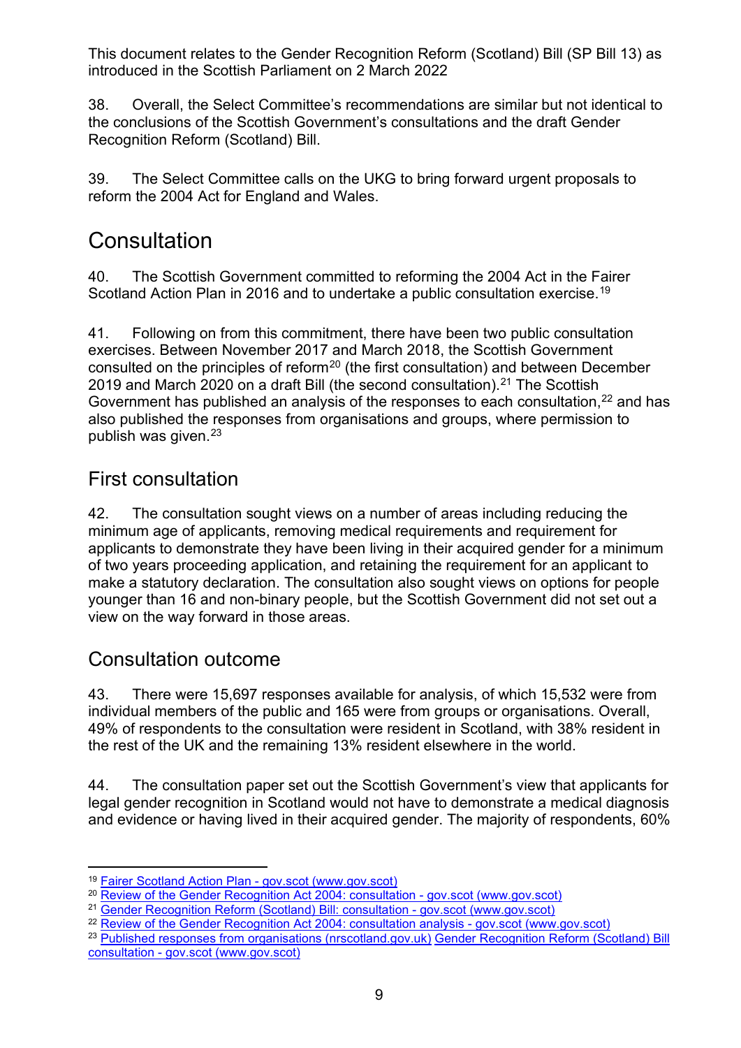This document relates to the Gender Recognition Reform (Scotland) Bill (SP Bill 13) as introduced in the Scottish Parliament on 2 March 2022

38. Overall, the Select Committee's recommendations are similar but not identical to the conclusions of the Scottish Government's consultations and the draft Gender Recognition Reform (Scotland) Bill.

39. The Select Committee calls on the UKG to bring forward urgent proposals to reform the 2004 Act for England and Wales.

# Consultation

40. The Scottish Government committed to reforming the 2004 Act in the Fairer Scotland Action Plan in 2016 and to undertake a public consultation exercise.[19]

41. Following on from this commitment, there have been two public consultation exercises. Between November 2017 and March 2018, the Scottish Government consulted on the principles of reform[20] (the first consultation) and between December 2019 and March 2020 on a draft Bill (the second consultation).[21] The Scottish Government has published an analysis of the responses to each consultation,[22] and has also published the responses from organisations and groups, where permission to publish was given.[23]

## First consultation

42. The consultation sought views on a number of areas including reducing the minimum age of applicants, removing medical requirements and requirement for applicants to demonstrate they have been living in their acquired gender for a minimum of two years proceeding application, and retaining the requirement for an applicant to make a statutory declaration. The consultation also sought views on options for people younger than 16 and non-binary people, but the Scottish Government did not set out a view on the way forward in those areas.

## Consultation outcome

43. There were 15,697 responses available for analysis, of which 15,532 were from individual members of the public and 165 were from groups or organisations. Overall, 49% of respondents to the consultation were resident in Scotland, with 38% resident in the rest of the UK and the remaining 13% resident elsewhere in the world.

44. The consultation paper set out the Scottish Government's view that applicants for legal gender recognition in Scotland would not have to demonstrate a medical diagnosis and evidence or having lived in their acquired gender. The majority of respondents, 60%

---

[19] Fairer Scotland Action Plan - gov.scot (www.gov.scot)

[20] Review of the Gender Recognition Act 2004: consultation - gov.scot (www.gov.scot)

[21] Gender Recognition Reform (Scotland) Bill: consultation - gov.scot (www.gov.scot)

[22] Review of the Gender Recognition Act 2004: consultation analysis - gov.scot (www.gov.scot)

[23] Published responses from organisations (nrscotland.gov.uk) Gender Recognition Reform (Scotland) Bill consultation - gov.scot (www.gov.scot)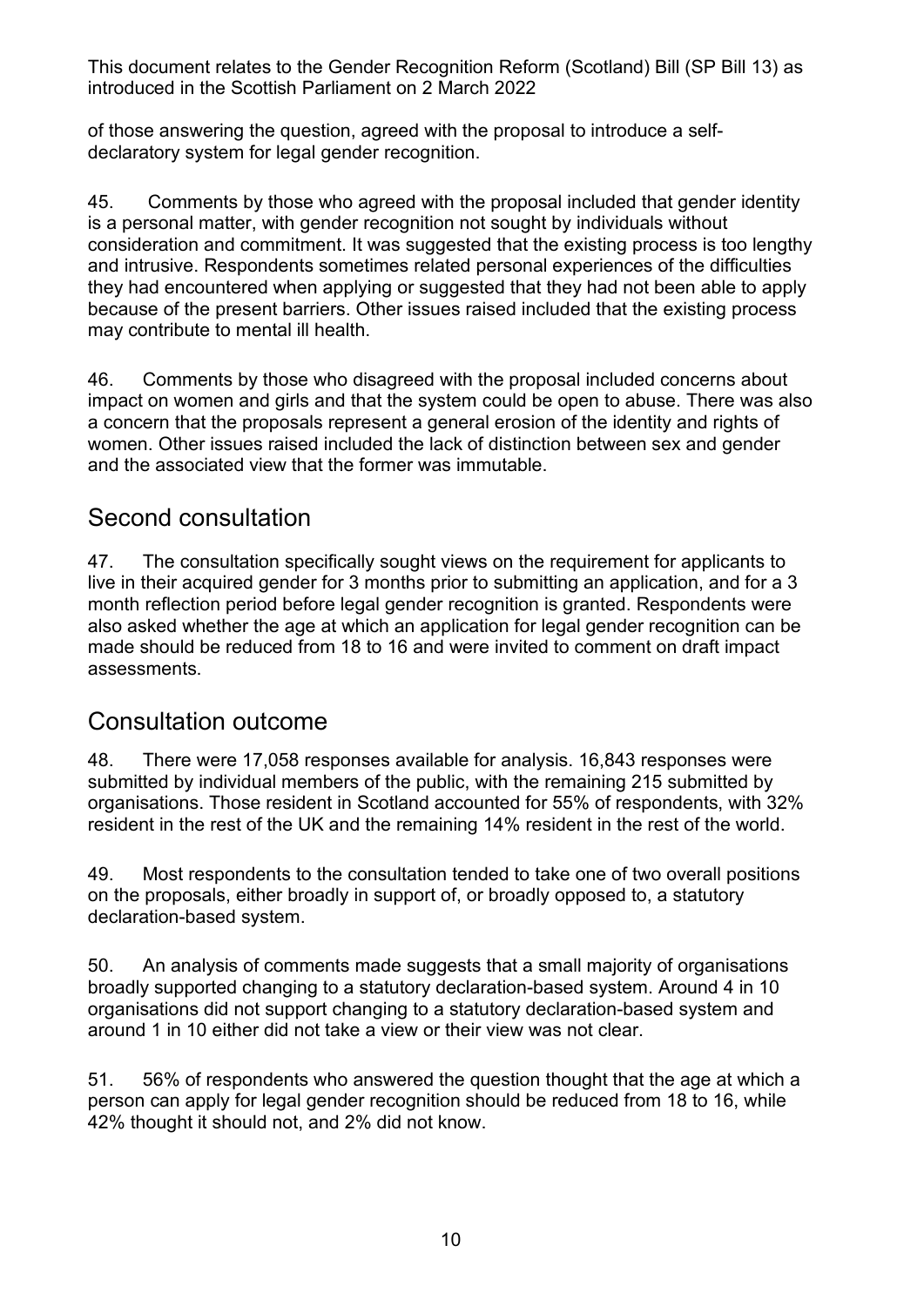of those answering the question, agreed with the proposal to introduce a self-declaratory system for legal gender recognition.

45. Comments by those who agreed with the proposal included that gender identity is a personal matter, with gender recognition not sought by individuals without consideration and commitment. It was suggested that the existing process is too lengthy and intrusive. Respondents sometimes related personal experiences of the difficulties they had encountered when applying or suggested that they had not been able to apply because of the present barriers. Other issues raised included that the existing process may contribute to mental ill health.

46. Comments by those who disagreed with the proposal included concerns about impact on women and girls and that the system could be open to abuse. There was also a concern that the proposals represent a general erosion of the identity and rights of women. Other issues raised included the lack of distinction between sex and gender and the associated view that the former was immutable.

## Second consultation

47. The consultation specifically sought views on the requirement for applicants to live in their acquired gender for 3 months prior to submitting an application, and for a 3 month reflection period before legal gender recognition is granted. Respondents were also asked whether the age at which an application for legal gender recognition can be made should be reduced from 18 to 16 and were invited to comment on draft impact assessments.

## Consultation outcome

48. There were 17,058 responses available for analysis. 16,843 responses were submitted by individual members of the public, with the remaining 215 submitted by organisations. Those resident in Scotland accounted for 55% of respondents, with 32% resident in the rest of the UK and the remaining 14% resident in the rest of the world.

49. Most respondents to the consultation tended to take one of two overall positions on the proposals, either broadly in support of, or broadly opposed to, a statutory declaration-based system.

50. An analysis of comments made suggests that a small majority of organisations broadly supported changing to a statutory declaration-based system. Around 4 in 10 organisations did not support changing to a statutory declaration-based system and around 1 in 10 either did not take a view or their view was not clear.

51. 56% of respondents who answered the question thought that the age at which a person can apply for legal gender recognition should be reduced from 18 to 16, while 42% thought it should not, and 2% did not know.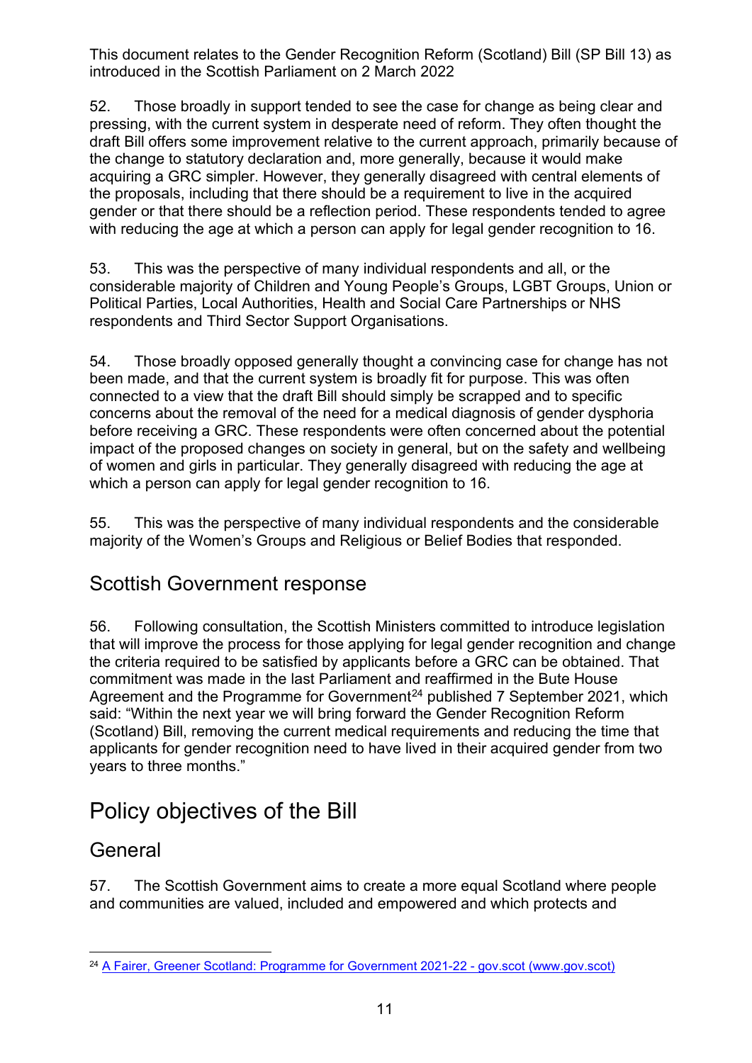52. Those broadly in support tended to see the case for change as being clear and pressing, with the current system in desperate need of reform. They often thought the draft Bill offers some improvement relative to the current approach, primarily because of the change to statutory declaration and, more generally, because it would make acquiring a GRC simpler. However, they generally disagreed with central elements of the proposals, including that there should be a requirement to live in the acquired gender or that there should be a reflection period. These respondents tended to agree with reducing the age at which a person can apply for legal gender recognition to 16.

53. This was the perspective of many individual respondents and all, or the considerable majority of Children and Young People's Groups, LGBT Groups, Union or Political Parties, Local Authorities, Health and Social Care Partnerships or NHS respondents and Third Sector Support Organisations.

54. Those broadly opposed generally thought a convincing case for change has not been made, and that the current system is broadly fit for purpose. This was often connected to a view that the draft Bill should simply be scrapped and to specific concerns about the removal of the need for a medical diagnosis of gender dysphoria before receiving a GRC. These respondents were often concerned about the potential impact of the proposed changes on society in general, but on the safety and wellbeing of women and girls in particular. They generally disagreed with reducing the age at which a person can apply for legal gender recognition to 16.

55. This was the perspective of many individual respondents and the considerable majority of the Women's Groups and Religious or Belief Bodies that responded.

## Scottish Government response

56. Following consultation, the Scottish Ministers committed to introduce legislation that will improve the process for those applying for legal gender recognition and change the criteria required to be satisfied by applicants before a GRC can be obtained. That commitment was made in the last Parliament and reaffirmed in the Bute House Agreement and the Programme for Government[24] published 7 September 2021, which said: "Within the next year we will bring forward the Gender Recognition Reform (Scotland) Bill, removing the current medical requirements and reducing the time that applicants for gender recognition need to have lived in their acquired gender from two years to three months."

# Policy objectives of the Bill

## General

57. The Scottish Government aims to create a more equal Scotland where people and communities are valued, included and empowered and which protects and

[24] A Fairer, Greener Scotland: Programme for Government 2021-22 - gov.scot (www.gov.scot)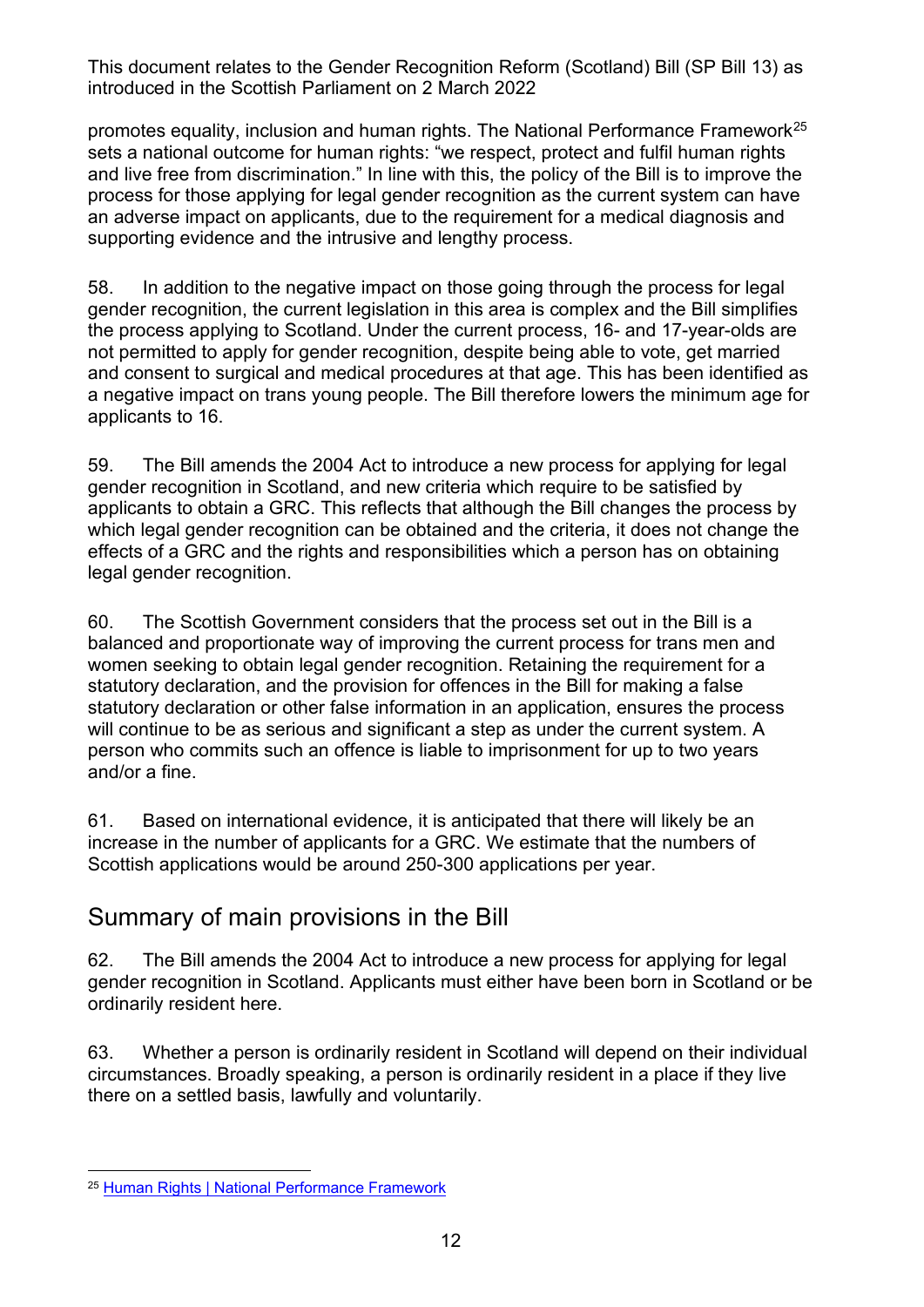promotes equality, inclusion and human rights. The National Performance Framework[25] sets a national outcome for human rights: "we respect, protect and fulfil human rights and live free from discrimination." In line with this, the policy of the Bill is to improve the process for those applying for legal gender recognition as the current system can have an adverse impact on applicants, due to the requirement for a medical diagnosis and supporting evidence and the intrusive and lengthy process.

58. In addition to the negative impact on those going through the process for legal gender recognition, the current legislation in this area is complex and the Bill simplifies the process applying to Scotland. Under the current process, 16- and 17-year-olds are not permitted to apply for gender recognition, despite being able to vote, get married and consent to surgical and medical procedures at that age. This has been identified as a negative impact on trans young people. The Bill therefore lowers the minimum age for applicants to 16.

59. The Bill amends the 2004 Act to introduce a new process for applying for legal gender recognition in Scotland, and new criteria which require to be satisfied by applicants to obtain a GRC. This reflects that although the Bill changes the process by which legal gender recognition can be obtained and the criteria, it does not change the effects of a GRC and the rights and responsibilities which a person has on obtaining legal gender recognition.

60. The Scottish Government considers that the process set out in the Bill is a balanced and proportionate way of improving the current process for trans men and women seeking to obtain legal gender recognition. Retaining the requirement for a statutory declaration, and the provision for offences in the Bill for making a false statutory declaration or other false information in an application, ensures the process will continue to be as serious and significant a step as under the current system. A person who commits such an offence is liable to imprisonment for up to two years and/or a fine.

61. Based on international evidence, it is anticipated that there will likely be an increase in the number of applicants for a GRC. We estimate that the numbers of Scottish applications would be around 250-300 applications per year.

## Summary of main provisions in the Bill

62. The Bill amends the 2004 Act to introduce a new process for applying for legal gender recognition in Scotland. Applicants must either have been born in Scotland or be ordinarily resident here.

63. Whether a person is ordinarily resident in Scotland will depend on their individual circumstances. Broadly speaking, a person is ordinarily resident in a place if they live there on a settled basis, lawfully and voluntarily.

[25] Human Rights | National Performance Framework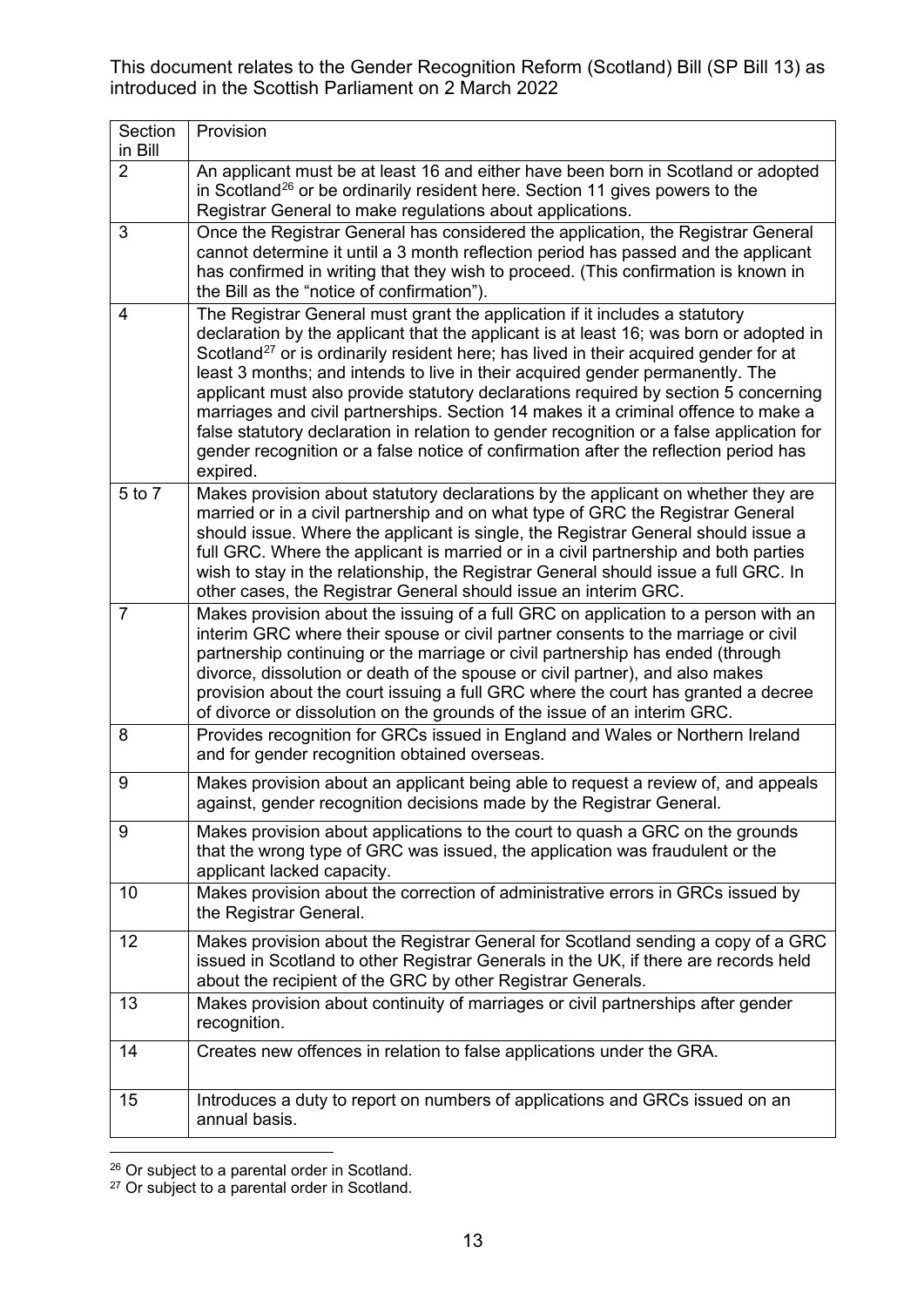This document relates to the Gender Recognition Reform (Scotland) Bill (SP Bill 13) as introduced in the Scottish Parliament on 2 March 2022

| Section in Bill | Provision |
|---|---|
| 2 | An applicant must be at least 16 and either have been born in Scotland or adopted in Scotland[26] or be ordinarily resident here. Section 11 gives powers to the Registrar General to make regulations about applications. |
| 3 | Once the Registrar General has considered the application, the Registrar General cannot determine it until a 3 month reflection period has passed and the applicant has confirmed in writing that they wish to proceed. (This confirmation is known in the Bill as the "notice of confirmation"). |
| 4 | The Registrar General must grant the application if it includes a statutory declaration by the applicant that the applicant is at least 16; was born or adopted in Scotland[27] or is ordinarily resident here; has lived in their acquired gender for at least 3 months; and intends to live in their acquired gender permanently. The applicant must also provide statutory declarations required by section 5 concerning marriages and civil partnerships. Section 14 makes it a criminal offence to make a false statutory declaration in relation to gender recognition or a false application for gender recognition or a false notice of confirmation after the reflection period has expired. |
| 5 to 7 | Makes provision about statutory declarations by the applicant on whether they are married or in a civil partnership and on what type of GRC the Registrar General should issue. Where the applicant is single, the Registrar General should issue a full GRC. Where the applicant is married or in a civil partnership and both parties wish to stay in the relationship, the Registrar General should issue a full GRC. In other cases, the Registrar General should issue an interim GRC. |
| 7 | Makes provision about the issuing of a full GRC on application to a person with an interim GRC where their spouse or civil partner consents to the marriage or civil partnership continuing or the marriage or civil partnership has ended (through divorce, dissolution or death of the spouse or civil partner), and also makes provision about the court issuing a full GRC where the court has granted a decree of divorce or dissolution on the grounds of the issue of an interim GRC. |
| 8 | Provides recognition for GRCs issued in England and Wales or Northern Ireland and for gender recognition obtained overseas. |
| 9 | Makes provision about an applicant being able to request a review of, and appeals against, gender recognition decisions made by the Registrar General. |
| 9 | Makes provision about applications to the court to quash a GRC on the grounds that the wrong type of GRC was issued, the application was fraudulent or the applicant lacked capacity. |
| 10 | Makes provision about the correction of administrative errors in GRCs issued by the Registrar General. |
| 12 | Makes provision about the Registrar General for Scotland sending a copy of a GRC issued in Scotland to other Registrar Generals in the UK, if there are records held about the recipient of the GRC by other Registrar Generals. |
| 13 | Makes provision about continuity of marriages or civil partnerships after gender recognition. |
| 14 | Creates new offences in relation to false applications under the GRA. |
| 15 | Introduces a duty to report on numbers of applications and GRCs issued on an annual basis. |

[26] Or subject to a parental order in Scotland.

[27] Or subject to a parental order in Scotland.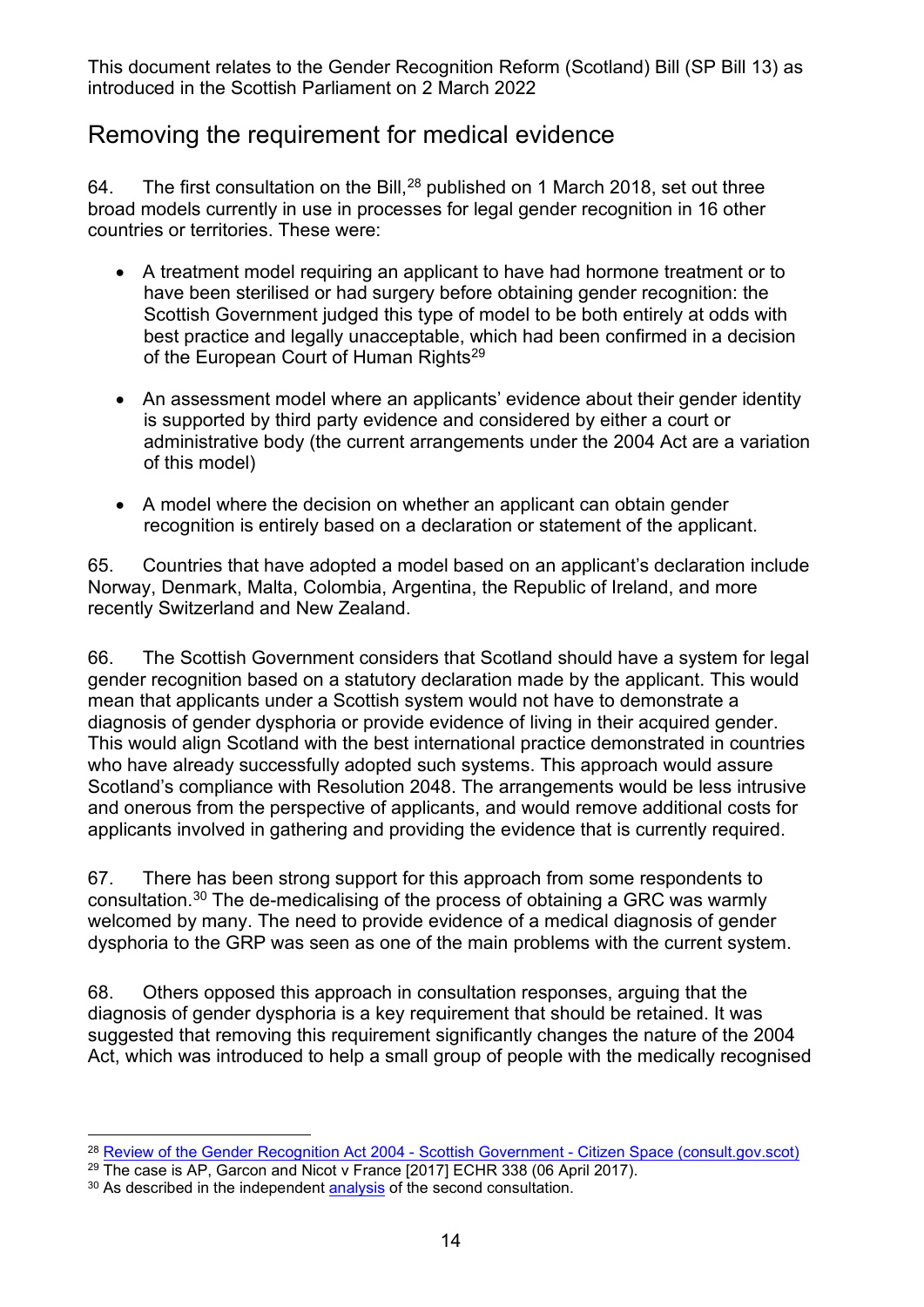## Removing the requirement for medical evidence

64. The first consultation on the Bill,[28] published on 1 March 2018, set out three broad models currently in use in processes for legal gender recognition in 16 other countries or territories. These were:

- A treatment model requiring an applicant to have had hormone treatment or to have been sterilised or had surgery before obtaining gender recognition: the Scottish Government judged this type of model to be both entirely at odds with best practice and legally unacceptable, which had been confirmed in a decision of the European Court of Human Rights[29]
- An assessment model where an applicants' evidence about their gender identity is supported by third party evidence and considered by either a court or administrative body (the current arrangements under the 2004 Act are a variation of this model)
- A model where the decision on whether an applicant can obtain gender recognition is entirely based on a declaration or statement of the applicant.

65. Countries that have adopted a model based on an applicant's declaration include Norway, Denmark, Malta, Colombia, Argentina, the Republic of Ireland, and more recently Switzerland and New Zealand.

66. The Scottish Government considers that Scotland should have a system for legal gender recognition based on a statutory declaration made by the applicant. This would mean that applicants under a Scottish system would not have to demonstrate a diagnosis of gender dysphoria or provide evidence of living in their acquired gender. This would align Scotland with the best international practice demonstrated in countries who have already successfully adopted such systems. This approach would assure Scotland's compliance with Resolution 2048. The arrangements would be less intrusive and onerous from the perspective of applicants, and would remove additional costs for applicants involved in gathering and providing the evidence that is currently required.

67. There has been strong support for this approach from some respondents to consultation.[30] The de-medicalising of the process of obtaining a GRC was warmly welcomed by many. The need to provide evidence of a medical diagnosis of gender dysphoria to the GRP was seen as one of the main problems with the current system.

68. Others opposed this approach in consultation responses, arguing that the diagnosis of gender dysphoria is a key requirement that should be retained. It was suggested that removing this requirement significantly changes the nature of the 2004 Act, which was introduced to help a small group of people with the medically recognised

---

[28] Review of the Gender Recognition Act 2004 - Scottish Government - Citizen Space (consult.gov.scot)

[29] The case is AP, Garcon and Nicot v France [2017] ECHR 338 (06 April 2017).

[30] As described in the independent analysis of the second consultation.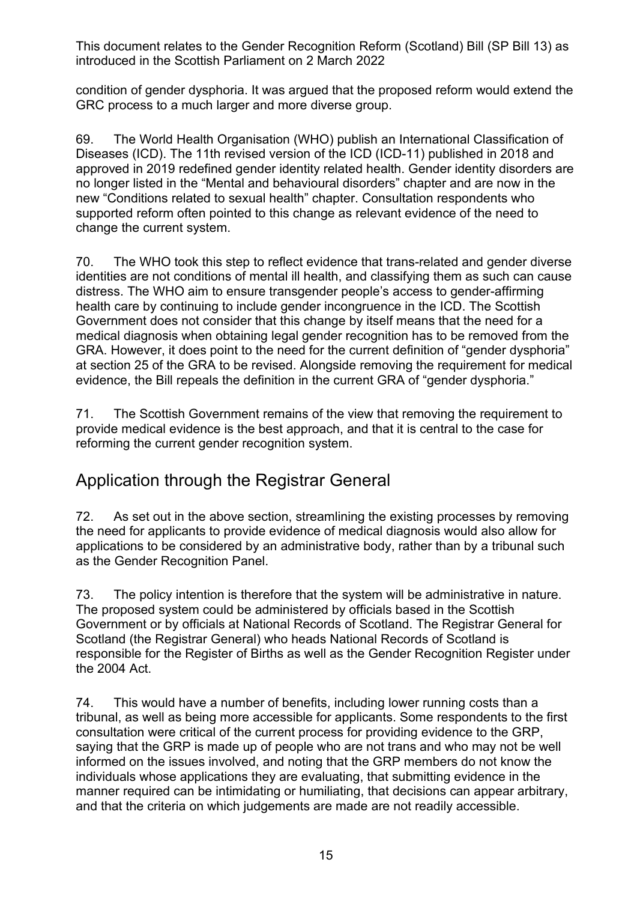condition of gender dysphoria. It was argued that the proposed reform would extend the GRC process to a much larger and more diverse group.

69. The World Health Organisation (WHO) publish an International Classification of Diseases (ICD). The 11th revised version of the ICD (ICD-11) published in 2018 and approved in 2019 redefined gender identity related health. Gender identity disorders are no longer listed in the "Mental and behavioural disorders" chapter and are now in the new "Conditions related to sexual health" chapter. Consultation respondents who supported reform often pointed to this change as relevant evidence of the need to change the current system.

70. The WHO took this step to reflect evidence that trans-related and gender diverse identities are not conditions of mental ill health, and classifying them as such can cause distress. The WHO aim to ensure transgender people's access to gender-affirming health care by continuing to include gender incongruence in the ICD. The Scottish Government does not consider that this change by itself means that the need for a medical diagnosis when obtaining legal gender recognition has to be removed from the GRA. However, it does point to the need for the current definition of "gender dysphoria" at section 25 of the GRA to be revised. Alongside removing the requirement for medical evidence, the Bill repeals the definition in the current GRA of "gender dysphoria."

71. The Scottish Government remains of the view that removing the requirement to provide medical evidence is the best approach, and that it is central to the case for reforming the current gender recognition system.

## Application through the Registrar General

72. As set out in the above section, streamlining the existing processes by removing the need for applicants to provide evidence of medical diagnosis would also allow for applications to be considered by an administrative body, rather than by a tribunal such as the Gender Recognition Panel.

73. The policy intention is therefore that the system will be administrative in nature. The proposed system could be administered by officials based in the Scottish Government or by officials at National Records of Scotland. The Registrar General for Scotland (the Registrar General) who heads National Records of Scotland is responsible for the Register of Births as well as the Gender Recognition Register under the 2004 Act.

74. This would have a number of benefits, including lower running costs than a tribunal, as well as being more accessible for applicants. Some respondents to the first consultation were critical of the current process for providing evidence to the GRP, saying that the GRP is made up of people who are not trans and who may not be well informed on the issues involved, and noting that the GRP members do not know the individuals whose applications they are evaluating, that submitting evidence in the manner required can be intimidating or humiliating, that decisions can appear arbitrary, and that the criteria on which judgements are made are not readily accessible.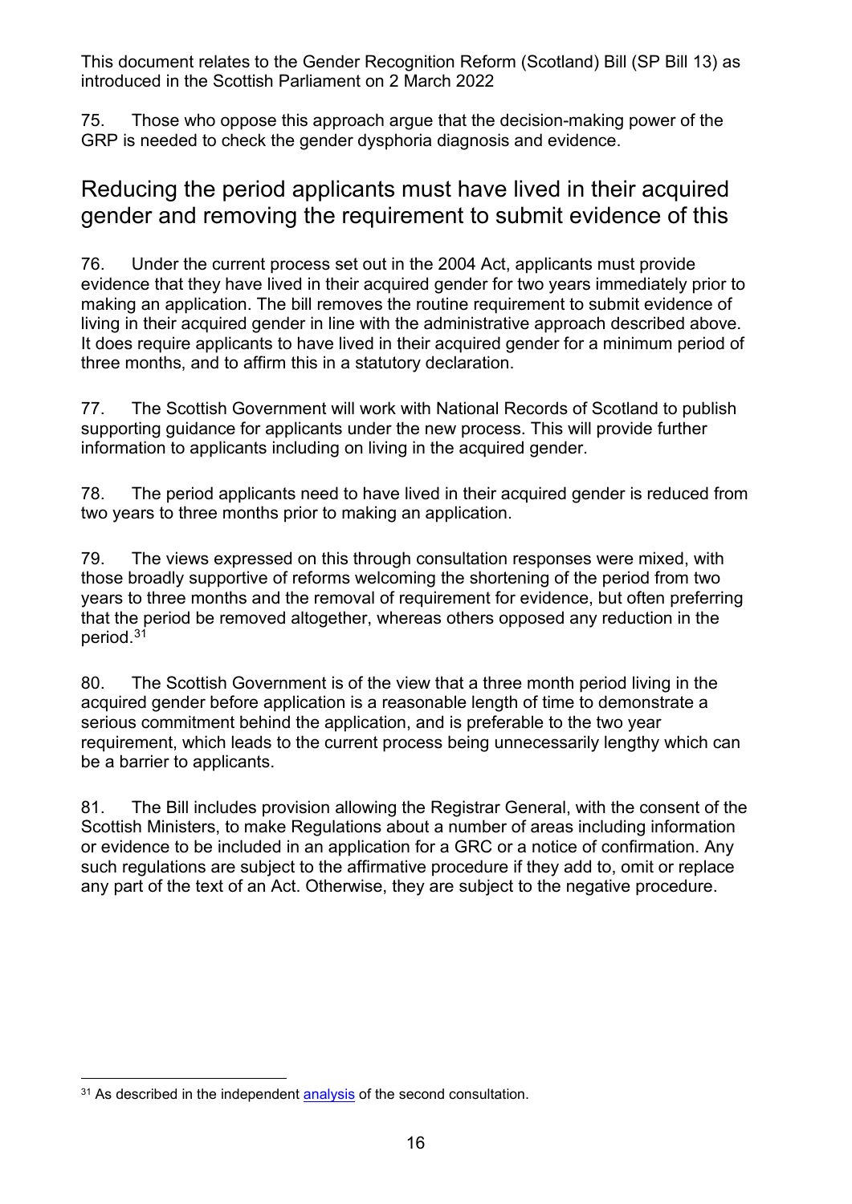75. Those who oppose this approach argue that the decision-making power of the GRP is needed to check the gender dysphoria diagnosis and evidence.

## Reducing the period applicants must have lived in their acquired gender and removing the requirement to submit evidence of this

76. Under the current process set out in the 2004 Act, applicants must provide evidence that they have lived in their acquired gender for two years immediately prior to making an application. The bill removes the routine requirement to submit evidence of living in their acquired gender in line with the administrative approach described above. It does require applicants to have lived in their acquired gender for a minimum period of three months, and to affirm this in a statutory declaration.

77. The Scottish Government will work with National Records of Scotland to publish supporting guidance for applicants under the new process. This will provide further information to applicants including on living in the acquired gender.

78. The period applicants need to have lived in their acquired gender is reduced from two years to three months prior to making an application.

79. The views expressed on this through consultation responses were mixed, with those broadly supportive of reforms welcoming the shortening of the period from two years to three months and the removal of requirement for evidence, but often preferring that the period be removed altogether, whereas others opposed any reduction in the period.[31]

80. The Scottish Government is of the view that a three month period living in the acquired gender before application is a reasonable length of time to demonstrate a serious commitment behind the application, and is preferable to the two year requirement, which leads to the current process being unnecessarily lengthy which can be a barrier to applicants.

81. The Bill includes provision allowing the Registrar General, with the consent of the Scottish Ministers, to make Regulations about a number of areas including information or evidence to be included in an application for a GRC or a notice of confirmation. Any such regulations are subject to the affirmative procedure if they add to, omit or replace any part of the text of an Act. Otherwise, they are subject to the negative procedure.

[31] As described in the independent analysis of the second consultation.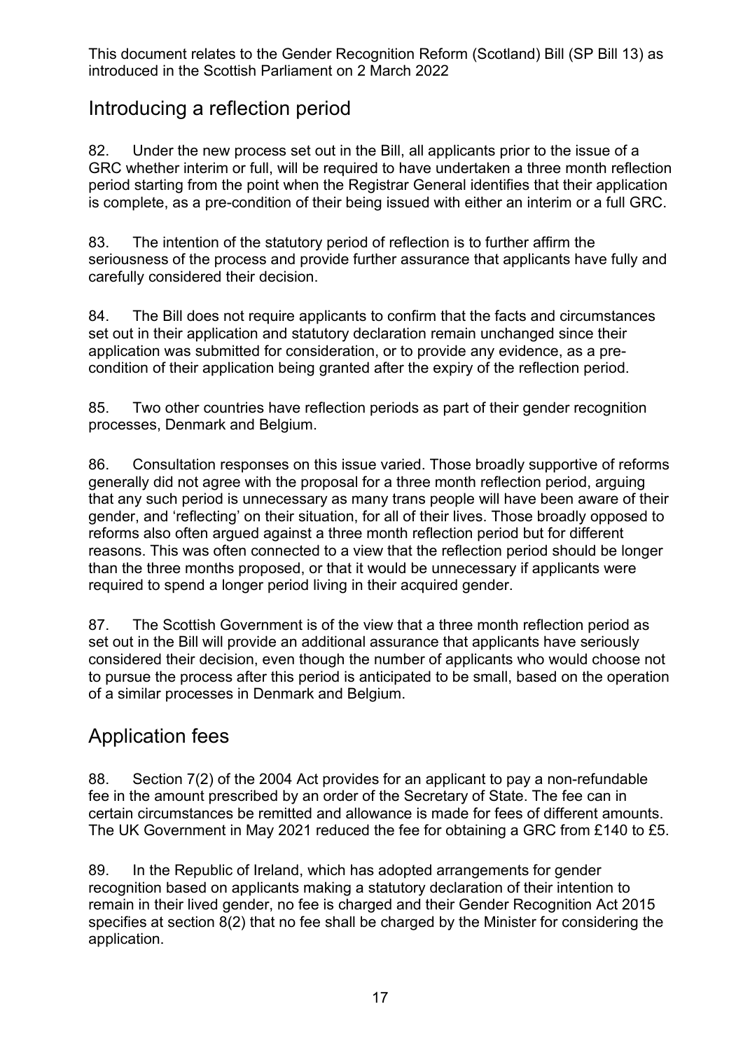## Introducing a reflection period

82. Under the new process set out in the Bill, all applicants prior to the issue of a GRC whether interim or full, will be required to have undertaken a three month reflection period starting from the point when the Registrar General identifies that their application is complete, as a pre-condition of their being issued with either an interim or a full GRC.

83. The intention of the statutory period of reflection is to further affirm the seriousness of the process and provide further assurance that applicants have fully and carefully considered their decision.

84. The Bill does not require applicants to confirm that the facts and circumstances set out in their application and statutory declaration remain unchanged since their application was submitted for consideration, or to provide any evidence, as a pre-condition of their application being granted after the expiry of the reflection period.

85. Two other countries have reflection periods as part of their gender recognition processes, Denmark and Belgium.

86. Consultation responses on this issue varied. Those broadly supportive of reforms generally did not agree with the proposal for a three month reflection period, arguing that any such period is unnecessary as many trans people will have been aware of their gender, and 'reflecting' on their situation, for all of their lives. Those broadly opposed to reforms also often argued against a three month reflection period but for different reasons. This was often connected to a view that the reflection period should be longer than the three months proposed, or that it would be unnecessary if applicants were required to spend a longer period living in their acquired gender.

87. The Scottish Government is of the view that a three month reflection period as set out in the Bill will provide an additional assurance that applicants have seriously considered their decision, even though the number of applicants who would choose not to pursue the process after this period is anticipated to be small, based on the operation of a similar processes in Denmark and Belgium.

## Application fees

88. Section 7(2) of the 2004 Act provides for an applicant to pay a non-refundable fee in the amount prescribed by an order of the Secretary of State. The fee can in certain circumstances be remitted and allowance is made for fees of different amounts. The UK Government in May 2021 reduced the fee for obtaining a GRC from £140 to £5.

89. In the Republic of Ireland, which has adopted arrangements for gender recognition based on applicants making a statutory declaration of their intention to remain in their lived gender, no fee is charged and their Gender Recognition Act 2015 specifies at section 8(2) that no fee shall be charged by the Minister for considering the application.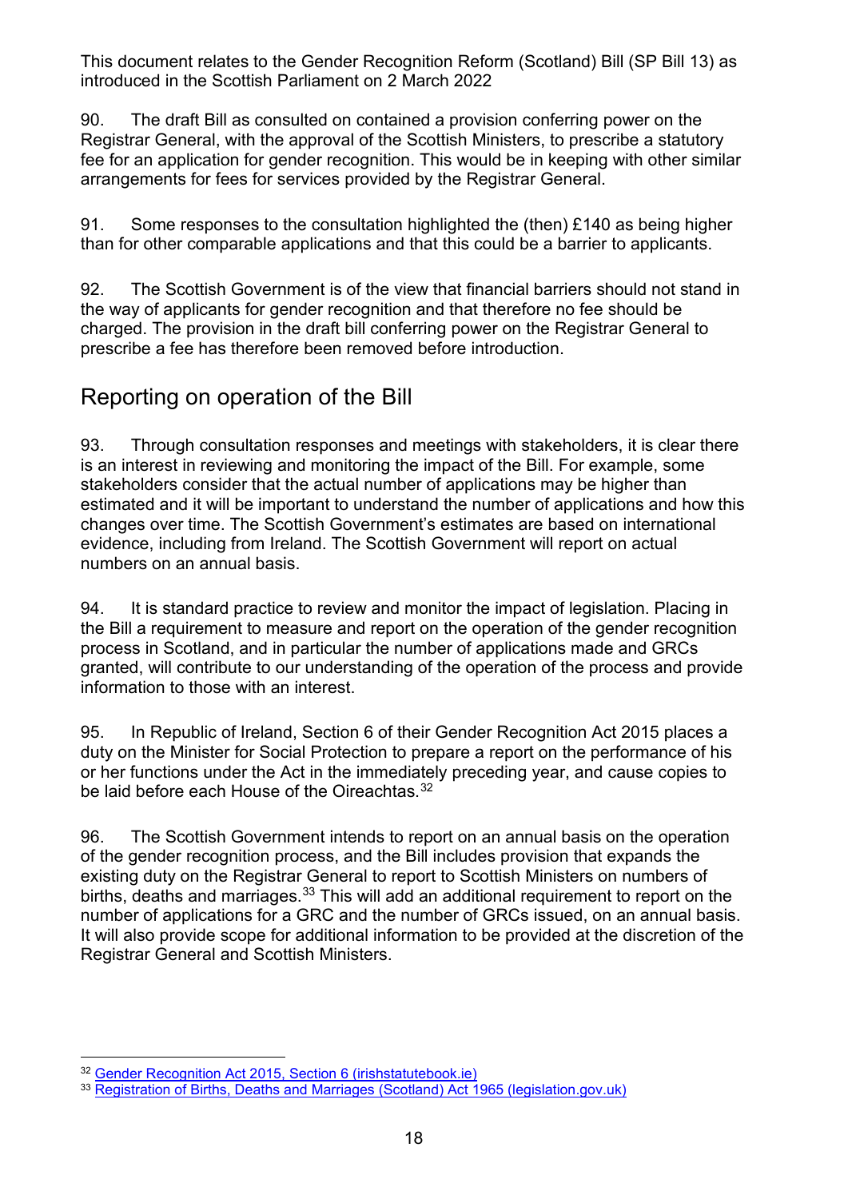This document relates to the Gender Recognition Reform (Scotland) Bill (SP Bill 13) as introduced in the Scottish Parliament on 2 March 2022

90. The draft Bill as consulted on contained a provision conferring power on the Registrar General, with the approval of the Scottish Ministers, to prescribe a statutory fee for an application for gender recognition. This would be in keeping with other similar arrangements for fees for services provided by the Registrar General.

91. Some responses to the consultation highlighted the (then) £140 as being higher than for other comparable applications and that this could be a barrier to applicants.

92. The Scottish Government is of the view that financial barriers should not stand in the way of applicants for gender recognition and that therefore no fee should be charged. The provision in the draft bill conferring power on the Registrar General to prescribe a fee has therefore been removed before introduction.

## Reporting on operation of the Bill

93. Through consultation responses and meetings with stakeholders, it is clear there is an interest in reviewing and monitoring the impact of the Bill. For example, some stakeholders consider that the actual number of applications may be higher than estimated and it will be important to understand the number of applications and how this changes over time. The Scottish Government's estimates are based on international evidence, including from Ireland. The Scottish Government will report on actual numbers on an annual basis.

94. It is standard practice to review and monitor the impact of legislation. Placing in the Bill a requirement to measure and report on the operation of the gender recognition process in Scotland, and in particular the number of applications made and GRCs granted, will contribute to our understanding of the operation of the process and provide information to those with an interest.

95. In Republic of Ireland, Section 6 of their Gender Recognition Act 2015 places a duty on the Minister for Social Protection to prepare a report on the performance of his or her functions under the Act in the immediately preceding year, and cause copies to be laid before each House of the Oireachtas.[32]

96. The Scottish Government intends to report on an annual basis on the operation of the gender recognition process, and the Bill includes provision that expands the existing duty on the Registrar General to report to Scottish Ministers on numbers of births, deaths and marriages.[33] This will add an additional requirement to report on the number of applications for a GRC and the number of GRCs issued, on an annual basis. It will also provide scope for additional information to be provided at the discretion of the Registrar General and Scottish Ministers.

---

[32] Gender Recognition Act 2015, Section 6 (irishstatutebook.ie)

[33] Registration of Births, Deaths and Marriages (Scotland) Act 1965 (legislation.gov.uk)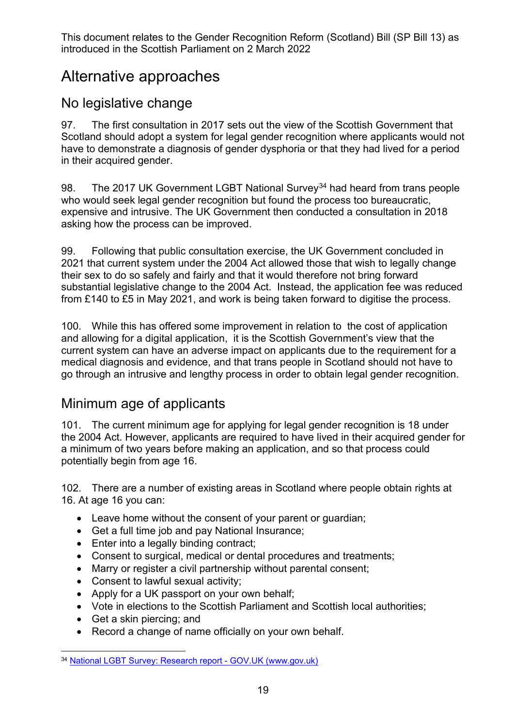This document relates to the Gender Recognition Reform (Scotland) Bill (SP Bill 13) as introduced in the Scottish Parliament on 2 March 2022

# Alternative approaches

## No legislative change

97. The first consultation in 2017 sets out the view of the Scottish Government that Scotland should adopt a system for legal gender recognition where applicants would not have to demonstrate a diagnosis of gender dysphoria or that they had lived for a period in their acquired gender.

98. The 2017 UK Government LGBT National Survey[34] had heard from trans people who would seek legal gender recognition but found the process too bureaucratic, expensive and intrusive. The UK Government then conducted a consultation in 2018 asking how the process can be improved.

99. Following that public consultation exercise, the UK Government concluded in 2021 that current system under the 2004 Act allowed those that wish to legally change their sex to do so safely and fairly and that it would therefore not bring forward substantial legislative change to the 2004 Act. Instead, the application fee was reduced from £140 to £5 in May 2021, and work is being taken forward to digitise the process.

100. While this has offered some improvement in relation to the cost of application and allowing for a digital application, it is the Scottish Government's view that the current system can have an adverse impact on applicants due to the requirement for a medical diagnosis and evidence, and that trans people in Scotland should not have to go through an intrusive and lengthy process in order to obtain legal gender recognition.

## Minimum age of applicants

101. The current minimum age for applying for legal gender recognition is 18 under the 2004 Act. However, applicants are required to have lived in their acquired gender for a minimum of two years before making an application, and so that process could potentially begin from age 16.

102. There are a number of existing areas in Scotland where people obtain rights at 16. At age 16 you can:

- Leave home without the consent of your parent or guardian;
- Get a full time job and pay National Insurance;
- Enter into a legally binding contract;
- Consent to surgical, medical or dental procedures and treatments;
- Marry or register a civil partnership without parental consent;
- Consent to lawful sexual activity;
- Apply for a UK passport on your own behalf;
- Vote in elections to the Scottish Parliament and Scottish local authorities;
- Get a skin piercing; and
- Record a change of name officially on your own behalf.

[34] National LGBT Survey: Research report - GOV.UK (www.gov.uk)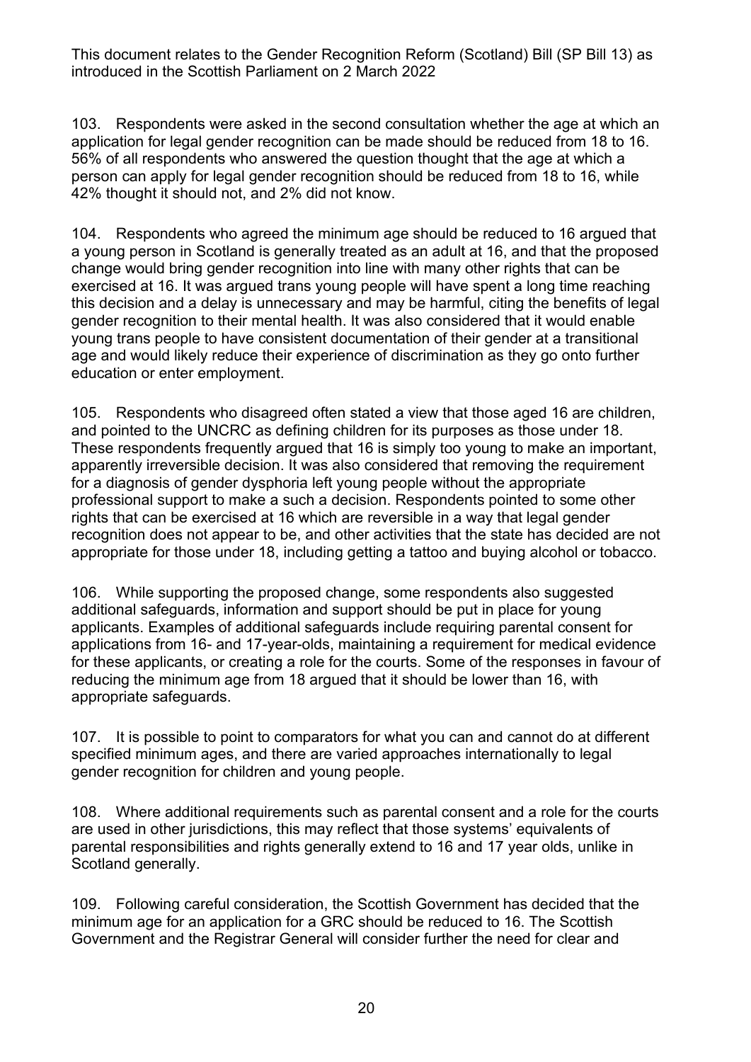103. Respondents were asked in the second consultation whether the age at which an application for legal gender recognition can be made should be reduced from 18 to 16. 56% of all respondents who answered the question thought that the age at which a person can apply for legal gender recognition should be reduced from 18 to 16, while 42% thought it should not, and 2% did not know.

104. Respondents who agreed the minimum age should be reduced to 16 argued that a young person in Scotland is generally treated as an adult at 16, and that the proposed change would bring gender recognition into line with many other rights that can be exercised at 16. It was argued trans young people will have spent a long time reaching this decision and a delay is unnecessary and may be harmful, citing the benefits of legal gender recognition to their mental health. It was also considered that it would enable young trans people to have consistent documentation of their gender at a transitional age and would likely reduce their experience of discrimination as they go onto further education or enter employment.

105. Respondents who disagreed often stated a view that those aged 16 are children, and pointed to the UNCRC as defining children for its purposes as those under 18. These respondents frequently argued that 16 is simply too young to make an important, apparently irreversible decision. It was also considered that removing the requirement for a diagnosis of gender dysphoria left young people without the appropriate professional support to make a such a decision. Respondents pointed to some other rights that can be exercised at 16 which are reversible in a way that legal gender recognition does not appear to be, and other activities that the state has decided are not appropriate for those under 18, including getting a tattoo and buying alcohol or tobacco.

106. While supporting the proposed change, some respondents also suggested additional safeguards, information and support should be put in place for young applicants. Examples of additional safeguards include requiring parental consent for applications from 16- and 17-year-olds, maintaining a requirement for medical evidence for these applicants, or creating a role for the courts. Some of the responses in favour of reducing the minimum age from 18 argued that it should be lower than 16, with appropriate safeguards.

107. It is possible to point to comparators for what you can and cannot do at different specified minimum ages, and there are varied approaches internationally to legal gender recognition for children and young people.

108. Where additional requirements such as parental consent and a role for the courts are used in other jurisdictions, this may reflect that those systems' equivalents of parental responsibilities and rights generally extend to 16 and 17 year olds, unlike in Scotland generally.

109. Following careful consideration, the Scottish Government has decided that the minimum age for an application for a GRC should be reduced to 16. The Scottish Government and the Registrar General will consider further the need for clear and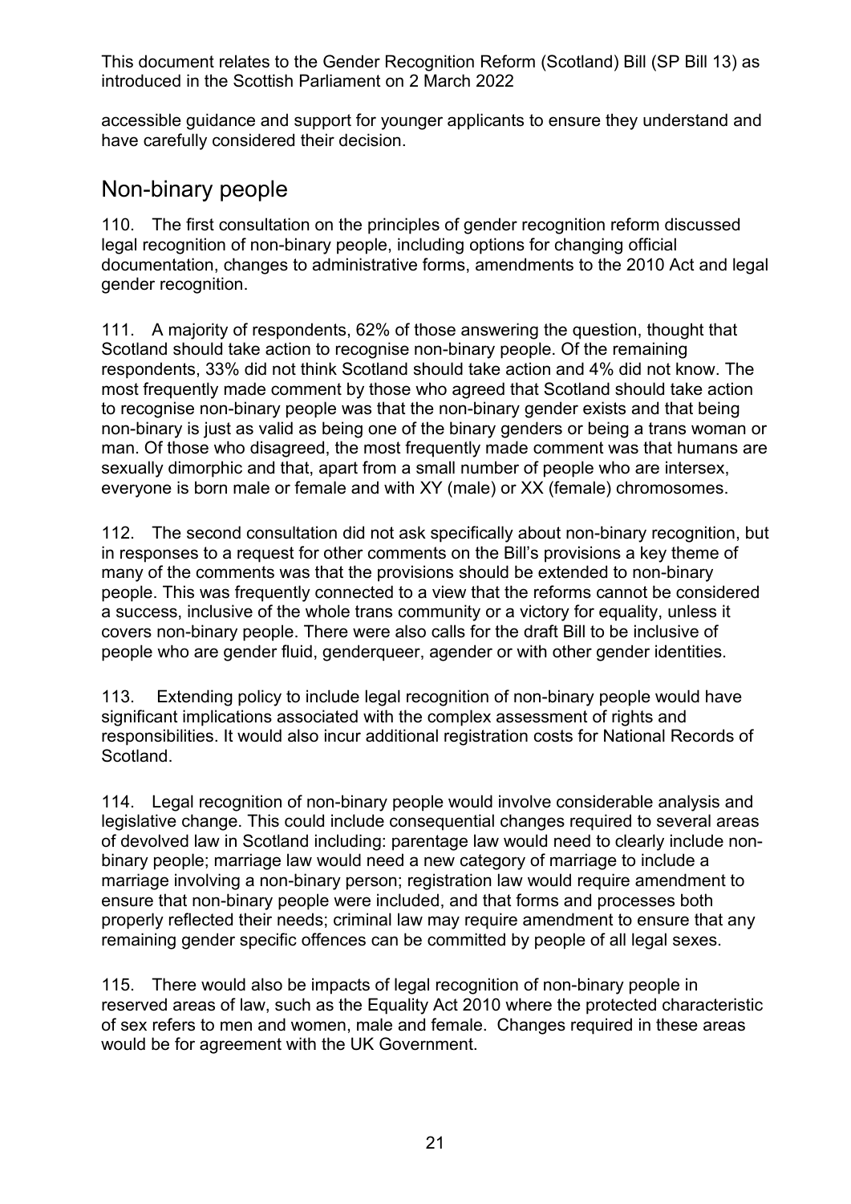accessible guidance and support for younger applicants to ensure they understand and have carefully considered their decision.

## Non-binary people

110. The first consultation on the principles of gender recognition reform discussed legal recognition of non-binary people, including options for changing official documentation, changes to administrative forms, amendments to the 2010 Act and legal gender recognition.

111. A majority of respondents, 62% of those answering the question, thought that Scotland should take action to recognise non-binary people. Of the remaining respondents, 33% did not think Scotland should take action and 4% did not know. The most frequently made comment by those who agreed that Scotland should take action to recognise non-binary people was that the non-binary gender exists and that being non-binary is just as valid as being one of the binary genders or being a trans woman or man. Of those who disagreed, the most frequently made comment was that humans are sexually dimorphic and that, apart from a small number of people who are intersex, everyone is born male or female and with XY (male) or XX (female) chromosomes.

112. The second consultation did not ask specifically about non-binary recognition, but in responses to a request for other comments on the Bill's provisions a key theme of many of the comments was that the provisions should be extended to non-binary people. This was frequently connected to a view that the reforms cannot be considered a success, inclusive of the whole trans community or a victory for equality, unless it covers non-binary people. There were also calls for the draft Bill to be inclusive of people who are gender fluid, genderqueer, agender or with other gender identities.

113. Extending policy to include legal recognition of non-binary people would have significant implications associated with the complex assessment of rights and responsibilities. It would also incur additional registration costs for National Records of Scotland.

114. Legal recognition of non-binary people would involve considerable analysis and legislative change. This could include consequential changes required to several areas of devolved law in Scotland including: parentage law would need to clearly include non-binary people; marriage law would need a new category of marriage to include a marriage involving a non-binary person; registration law would require amendment to ensure that non-binary people were included, and that forms and processes both properly reflected their needs; criminal law may require amendment to ensure that any remaining gender specific offences can be committed by people of all legal sexes.

115. There would also be impacts of legal recognition of non-binary people in reserved areas of law, such as the Equality Act 2010 where the protected characteristic of sex refers to men and women, male and female. Changes required in these areas would be for agreement with the UK Government.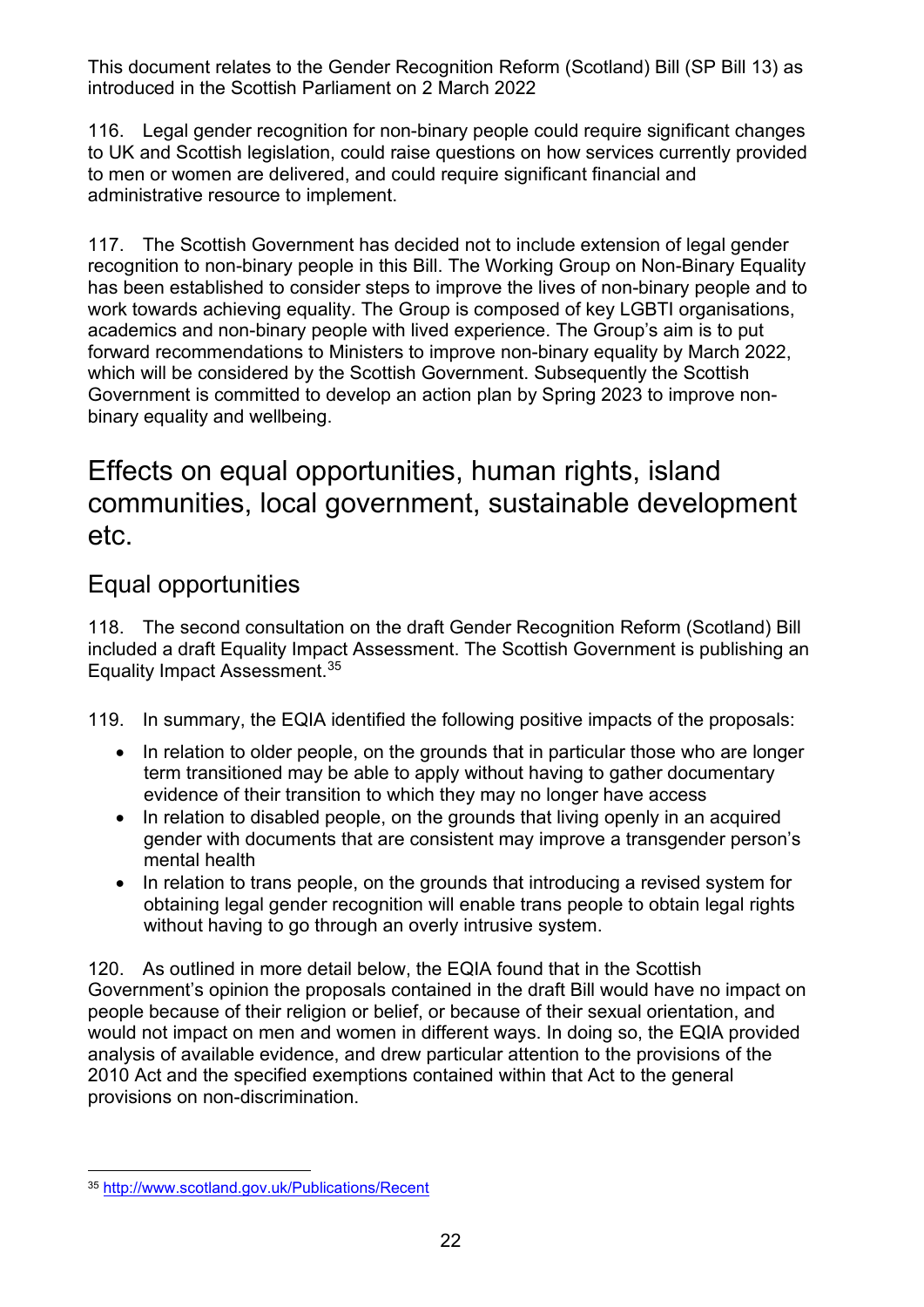116. Legal gender recognition for non-binary people could require significant changes to UK and Scottish legislation, could raise questions on how services currently provided to men or women are delivered, and could require significant financial and administrative resource to implement.

117. The Scottish Government has decided not to include extension of legal gender recognition to non-binary people in this Bill. The Working Group on Non-Binary Equality has been established to consider steps to improve the lives of non-binary people and to work towards achieving equality. The Group is composed of key LGBTI organisations, academics and non-binary people with lived experience. The Group's aim is to put forward recommendations to Ministers to improve non-binary equality by March 2022, which will be considered by the Scottish Government. Subsequently the Scottish Government is committed to develop an action plan by Spring 2023 to improve non-binary equality and wellbeing.

# Effects on equal opportunities, human rights, island communities, local government, sustainable development etc.

## Equal opportunities

118. The second consultation on the draft Gender Recognition Reform (Scotland) Bill included a draft Equality Impact Assessment. The Scottish Government is publishing an Equality Impact Assessment.[35]

119. In summary, the EQIA identified the following positive impacts of the proposals:

- In relation to older people, on the grounds that in particular those who are longer term transitioned may be able to apply without having to gather documentary evidence of their transition to which they may no longer have access
- In relation to disabled people, on the grounds that living openly in an acquired gender with documents that are consistent may improve a transgender person's mental health
- In relation to trans people, on the grounds that introducing a revised system for obtaining legal gender recognition will enable trans people to obtain legal rights without having to go through an overly intrusive system.

120. As outlined in more detail below, the EQIA found that in the Scottish Government's opinion the proposals contained in the draft Bill would have no impact on people because of their religion or belief, or because of their sexual orientation, and would not impact on men and women in different ways. In doing so, the EQIA provided analysis of available evidence, and drew particular attention to the provisions of the 2010 Act and the specified exemptions contained within that Act to the general provisions on non-discrimination.

[35] http://www.scotland.gov.uk/Publications/Recent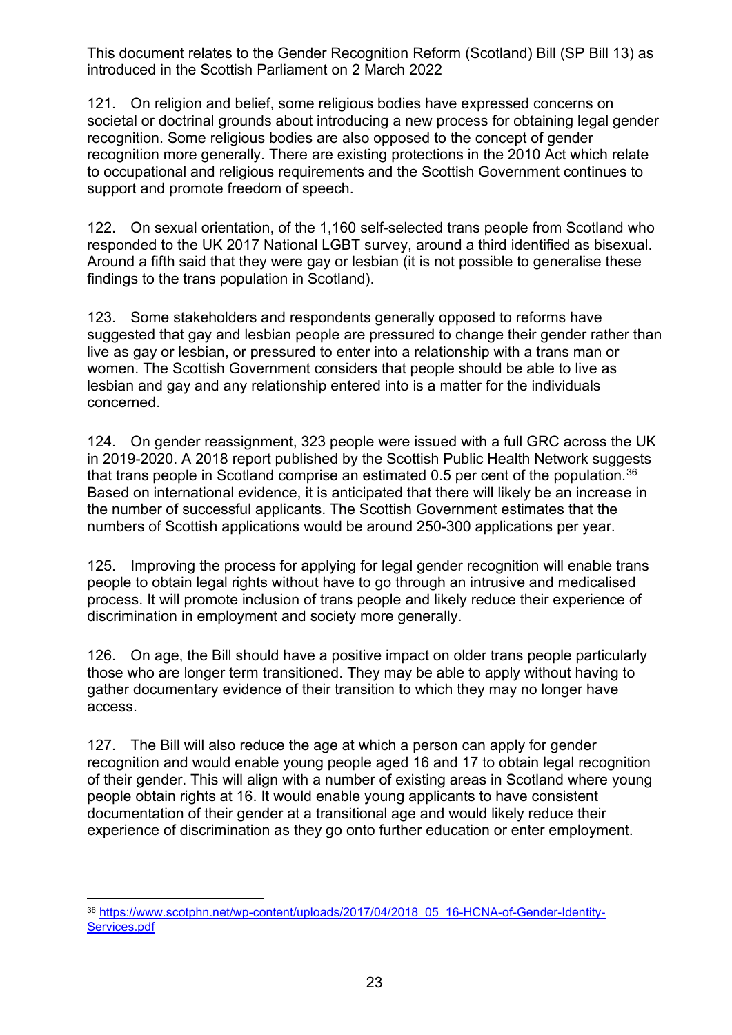This document relates to the Gender Recognition Reform (Scotland) Bill (SP Bill 13) as introduced in the Scottish Parliament on 2 March 2022

121. On religion and belief, some religious bodies have expressed concerns on societal or doctrinal grounds about introducing a new process for obtaining legal gender recognition. Some religious bodies are also opposed to the concept of gender recognition more generally. There are existing protections in the 2010 Act which relate to occupational and religious requirements and the Scottish Government continues to support and promote freedom of speech.

122. On sexual orientation, of the 1,160 self-selected trans people from Scotland who responded to the UK 2017 National LGBT survey, around a third identified as bisexual. Around a fifth said that they were gay or lesbian (it is not possible to generalise these findings to the trans population in Scotland).

123. Some stakeholders and respondents generally opposed to reforms have suggested that gay and lesbian people are pressured to change their gender rather than live as gay or lesbian, or pressured to enter into a relationship with a trans man or women. The Scottish Government considers that people should be able to live as lesbian and gay and any relationship entered into is a matter for the individuals concerned.

124. On gender reassignment, 323 people were issued with a full GRC across the UK in 2019-2020. A 2018 report published by the Scottish Public Health Network suggests that trans people in Scotland comprise an estimated 0.5 per cent of the population.[36] Based on international evidence, it is anticipated that there will likely be an increase in the number of successful applicants. The Scottish Government estimates that the numbers of Scottish applications would be around 250-300 applications per year.

125. Improving the process for applying for legal gender recognition will enable trans people to obtain legal rights without have to go through an intrusive and medicalised process. It will promote inclusion of trans people and likely reduce their experience of discrimination in employment and society more generally.

126. On age, the Bill should have a positive impact on older trans people particularly those who are longer term transitioned. They may be able to apply without having to gather documentary evidence of their transition to which they may no longer have access.

127. The Bill will also reduce the age at which a person can apply for gender recognition and would enable young people aged 16 and 17 to obtain legal recognition of their gender. This will align with a number of existing areas in Scotland where young people obtain rights at 16. It would enable young applicants to have consistent documentation of their gender at a transitional age and would likely reduce their experience of discrimination as they go onto further education or enter employment.

---

[36] https://www.scotphn.net/wp-content/uploads/2017/04/2018_05_16-HCNA-of-Gender-Identity-Services.pdf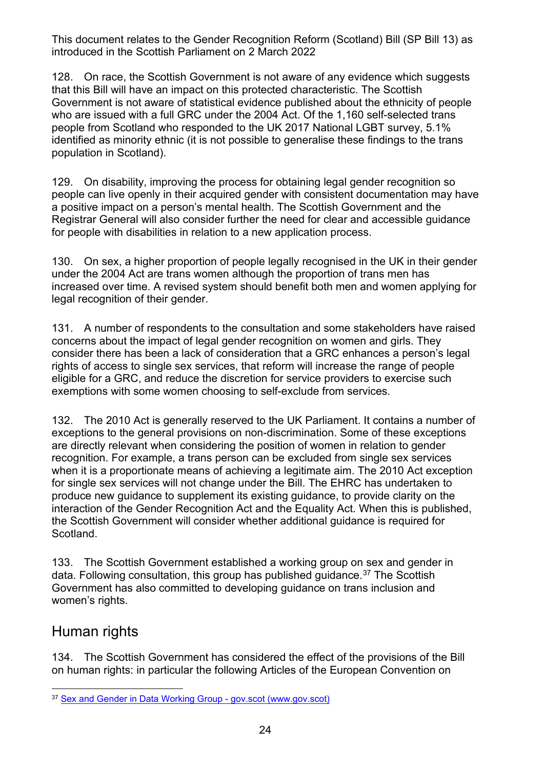128. On race, the Scottish Government is not aware of any evidence which suggests that this Bill will have an impact on this protected characteristic. The Scottish Government is not aware of statistical evidence published about the ethnicity of people who are issued with a full GRC under the 2004 Act. Of the 1,160 self-selected trans people from Scotland who responded to the UK 2017 National LGBT survey, 5.1% identified as minority ethnic (it is not possible to generalise these findings to the trans population in Scotland).

129. On disability, improving the process for obtaining legal gender recognition so people can live openly in their acquired gender with consistent documentation may have a positive impact on a person's mental health. The Scottish Government and the Registrar General will also consider further the need for clear and accessible guidance for people with disabilities in relation to a new application process.

130. On sex, a higher proportion of people legally recognised in the UK in their gender under the 2004 Act are trans women although the proportion of trans men has increased over time. A revised system should benefit both men and women applying for legal recognition of their gender.

131. A number of respondents to the consultation and some stakeholders have raised concerns about the impact of legal gender recognition on women and girls. They consider there has been a lack of consideration that a GRC enhances a person's legal rights of access to single sex services, that reform will increase the range of people eligible for a GRC, and reduce the discretion for service providers to exercise such exemptions with some women choosing to self-exclude from services.

132. The 2010 Act is generally reserved to the UK Parliament. It contains a number of exceptions to the general provisions on non-discrimination. Some of these exceptions are directly relevant when considering the position of women in relation to gender recognition. For example, a trans person can be excluded from single sex services when it is a proportionate means of achieving a legitimate aim. The 2010 Act exception for single sex services will not change under the Bill. The EHRC has undertaken to produce new guidance to supplement its existing guidance, to provide clarity on the interaction of the Gender Recognition Act and the Equality Act. When this is published, the Scottish Government will consider whether additional guidance is required for Scotland.

133. The Scottish Government established a working group on sex and gender in data. Following consultation, this group has published guidance.[37] The Scottish Government has also committed to developing guidance on trans inclusion and women's rights.

## Human rights

134. The Scottish Government has considered the effect of the provisions of the Bill on human rights: in particular the following Articles of the European Convention on

[37] Sex and Gender in Data Working Group - gov.scot (www.gov.scot)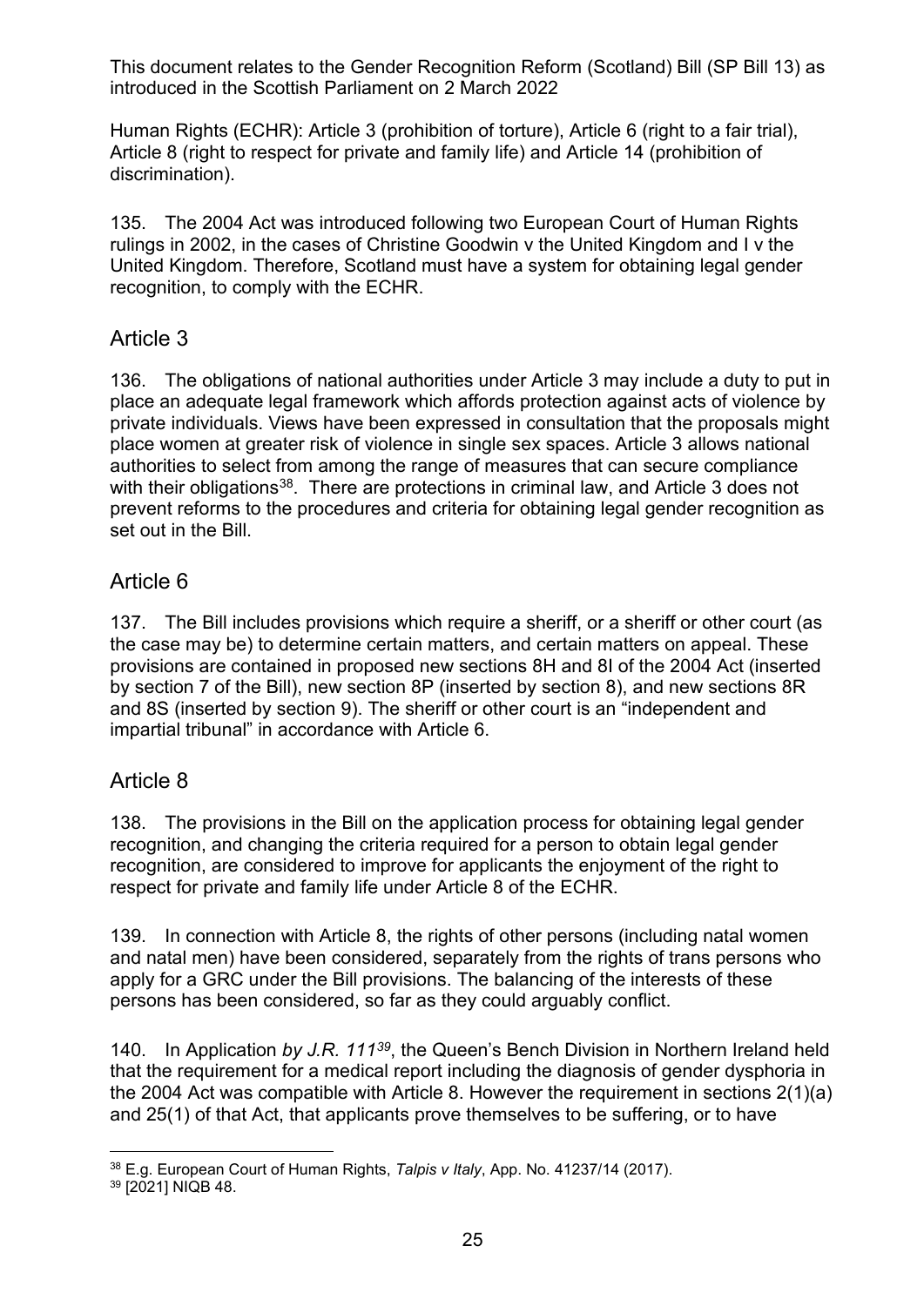Human Rights (ECHR): Article 3 (prohibition of torture), Article 6 (right to a fair trial), Article 8 (right to respect for private and family life) and Article 14 (prohibition of discrimination).

135. The 2004 Act was introduced following two European Court of Human Rights rulings in 2002, in the cases of Christine Goodwin v the United Kingdom and I v the United Kingdom. Therefore, Scotland must have a system for obtaining legal gender recognition, to comply with the ECHR.

## Article 3

136. The obligations of national authorities under Article 3 may include a duty to put in place an adequate legal framework which affords protection against acts of violence by private individuals. Views have been expressed in consultation that the proposals might place women at greater risk of violence in single sex spaces. Article 3 allows national authorities to select from among the range of measures that can secure compliance with their obligations[38]. There are protections in criminal law, and Article 3 does not prevent reforms to the procedures and criteria for obtaining legal gender recognition as set out in the Bill.

## Article 6

137. The Bill includes provisions which require a sheriff, or a sheriff or other court (as the case may be) to determine certain matters, and certain matters on appeal. These provisions are contained in proposed new sections 8H and 8I of the 2004 Act (inserted by section 7 of the Bill), new section 8P (inserted by section 8), and new sections 8R and 8S (inserted by section 9). The sheriff or other court is an "independent and impartial tribunal" in accordance with Article 6.

## Article 8

138. The provisions in the Bill on the application process for obtaining legal gender recognition, and changing the criteria required for a person to obtain legal gender recognition, are considered to improve for applicants the enjoyment of the right to respect for private and family life under Article 8 of the ECHR.

139. In connection with Article 8, the rights of other persons (including natal women and natal men) have been considered, separately from the rights of trans persons who apply for a GRC under the Bill provisions. The balancing of the interests of these persons has been considered, so far as they could arguably conflict.

140. In Application *by J.R. 111*[39], the Queen's Bench Division in Northern Ireland held that the requirement for a medical report including the diagnosis of gender dysphoria in the 2004 Act was compatible with Article 8. However the requirement in sections 2(1)(a) and 25(1) of that Act, that applicants prove themselves to be suffering, or to have

---

[38] E.g. European Court of Human Rights, *Talpis v Italy*, App. No. 41237/14 (2017).

[39] [2021] NIQB 48.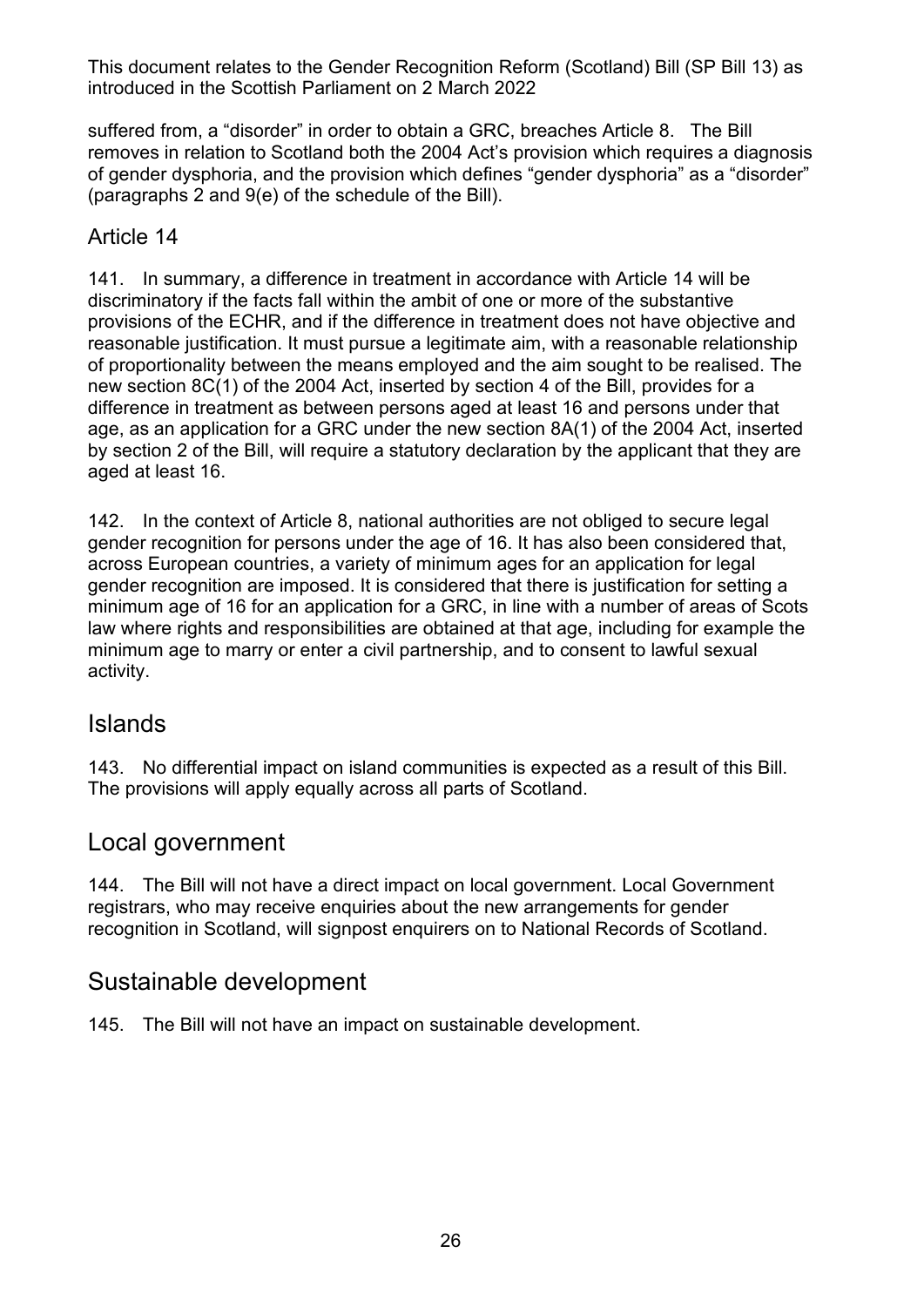suffered from, a "disorder" in order to obtain a GRC, breaches Article 8. The Bill removes in relation to Scotland both the 2004 Act's provision which requires a diagnosis of gender dysphoria, and the provision which defines "gender dysphoria" as a "disorder" (paragraphs 2 and 9(e) of the schedule of the Bill).

### Article 14

141. In summary, a difference in treatment in accordance with Article 14 will be discriminatory if the facts fall within the ambit of one or more of the substantive provisions of the ECHR, and if the difference in treatment does not have objective and reasonable justification. It must pursue a legitimate aim, with a reasonable relationship of proportionality between the means employed and the aim sought to be realised. The new section 8C(1) of the 2004 Act, inserted by section 4 of the Bill, provides for a difference in treatment as between persons aged at least 16 and persons under that age, as an application for a GRC under the new section 8A(1) of the 2004 Act, inserted by section 2 of the Bill, will require a statutory declaration by the applicant that they are aged at least 16.

142. In the context of Article 8, national authorities are not obliged to secure legal gender recognition for persons under the age of 16. It has also been considered that, across European countries, a variety of minimum ages for an application for legal gender recognition are imposed. It is considered that there is justification for setting a minimum age of 16 for an application for a GRC, in line with a number of areas of Scots law where rights and responsibilities are obtained at that age, including for example the minimum age to marry or enter a civil partnership, and to consent to lawful sexual activity.

## Islands

143. No differential impact on island communities is expected as a result of this Bill. The provisions will apply equally across all parts of Scotland.

## Local government

144. The Bill will not have a direct impact on local government. Local Government registrars, who may receive enquiries about the new arrangements for gender recognition in Scotland, will signpost enquirers on to National Records of Scotland.

## Sustainable development

145. The Bill will not have an impact on sustainable development.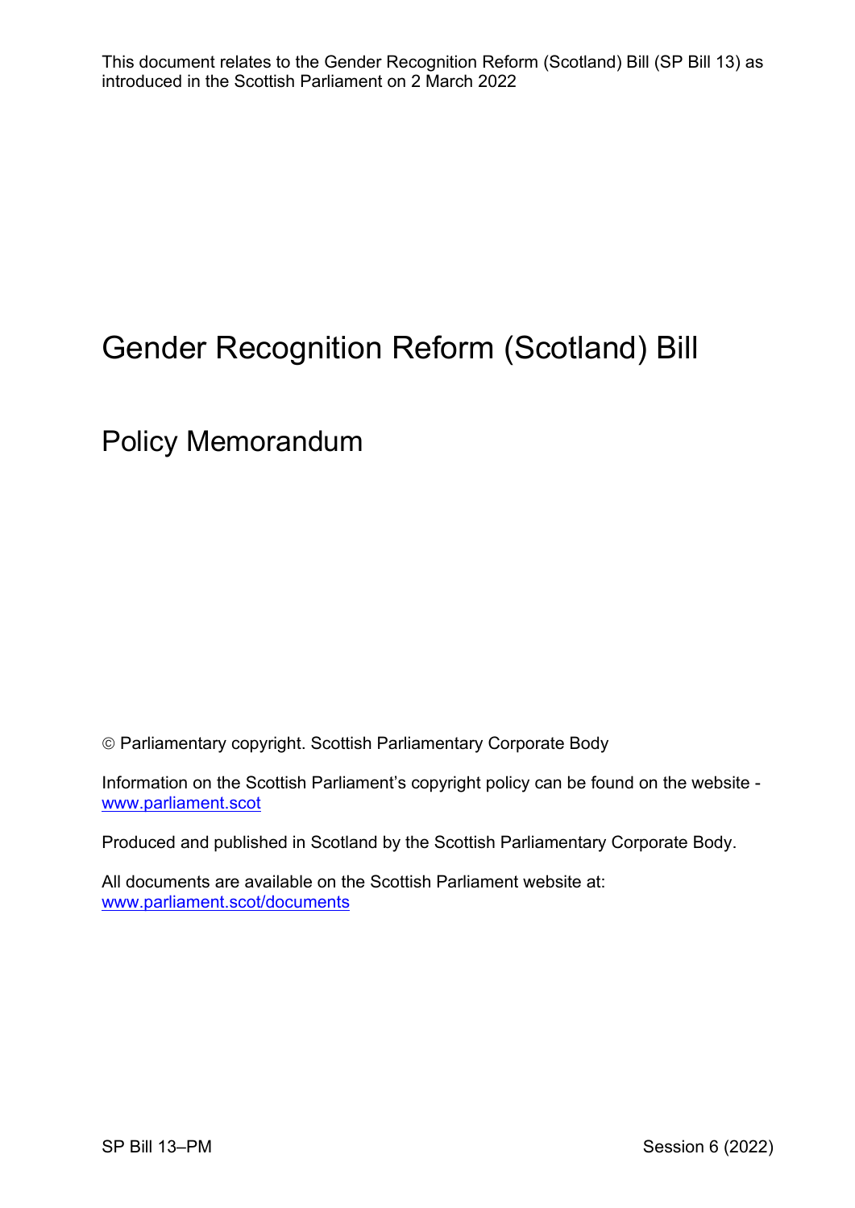This document relates to the Gender Recognition Reform (Scotland) Bill (SP Bill 13) as introduced in the Scottish Parliament on 2 March 2022

# Gender Recognition Reform (Scotland) Bill

## Policy Memorandum

© Parliamentary copyright. Scottish Parliamentary Corporate Body

Information on the Scottish Parliament's copyright policy can be found on the website - www.parliament.scot

Produced and published in Scotland by the Scottish Parliamentary Corporate Body.

All documents are available on the Scottish Parliament website at: www.parliament.scot/documents

SP Bill 13–PM Session 6 (2022)